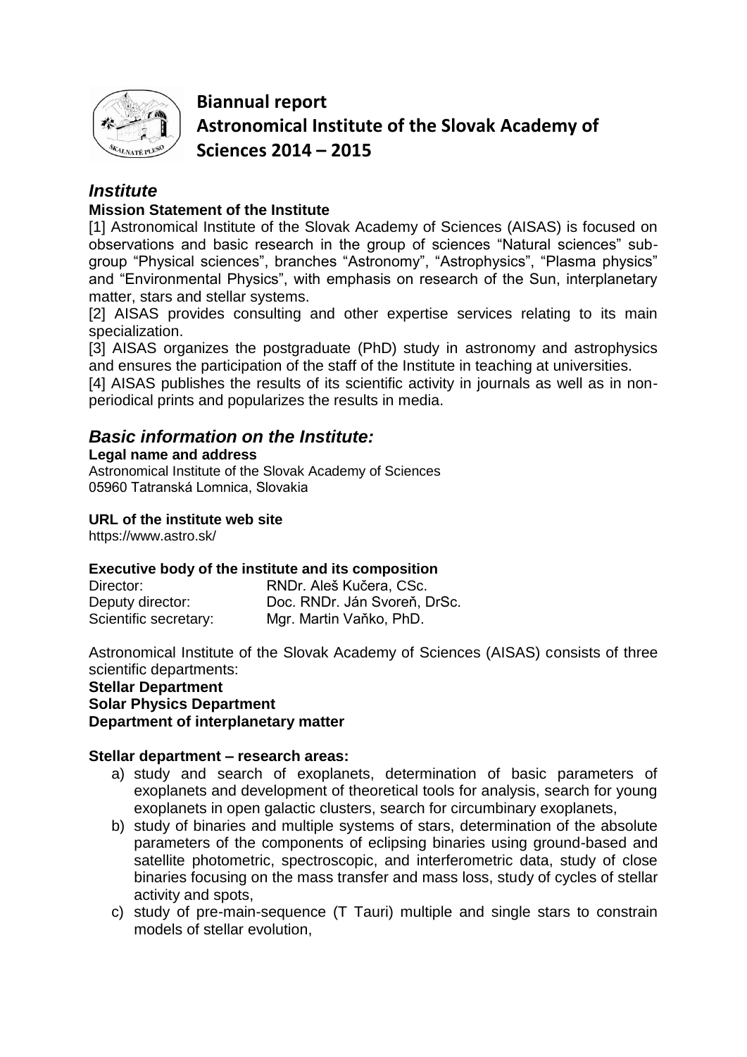# Biannual report
# Astronomical Institute of the Slovak Academy of Sciences 2014 – 2015

## *Institute*

### Mission Statement of the Institute

[1] Astronomical Institute of the Slovak Academy of Sciences (AISAS) is focused on observations and basic research in the group of sciences "Natural sciences" subgroup "Physical sciences", branches "Astronomy", "Astrophysics", "Plasma physics" and "Environmental Physics", with emphasis on research of the Sun, interplanetary matter, stars and stellar systems.

[2] AISAS provides consulting and other expertise services relating to its main specialization.

[3] AISAS organizes the postgraduate (PhD) study in astronomy and astrophysics and ensures the participation of the staff of the Institute in teaching at universities.

[4] AISAS publishes the results of its scientific activity in journals as well as in non-periodical prints and popularizes the results in media.

## *Basic information on the Institute:*

### Legal name and address

Astronomical Institute of the Slovak Academy of Sciences
05960 Tatranská Lomnica, Slovakia

### URL of the institute web site

https://www.astro.sk/

### Executive body of the institute and its composition

| | |
|---|---|
| Director: | RNDr. Aleš Kučera, CSc. |
| Deputy director: | Doc. RNDr. Ján Svoreň, DrSc. |
| Scientific secretary: | Mgr. Martin Vaňko, PhD. |

Astronomical Institute of the Slovak Academy of Sciences (AISAS) consists of three scientific departments:

**Stellar Department**
**Solar Physics Department**
**Department of interplanetary matter**

### Stellar department – research areas:

a) study and search of exoplanets, determination of basic parameters of exoplanets and development of theoretical tools for analysis, search for young exoplanets in open galactic clusters, search for circumbinary exoplanets,

b) study of binaries and multiple systems of stars, determination of the absolute parameters of the components of eclipsing binaries using ground-based and satellite photometric, spectroscopic, and interferometric data, study of close binaries focusing on the mass transfer and mass loss, study of cycles of stellar activity and spots,

c) study of pre-main-sequence (T Tauri) multiple and single stars to constrain models of stellar evolution,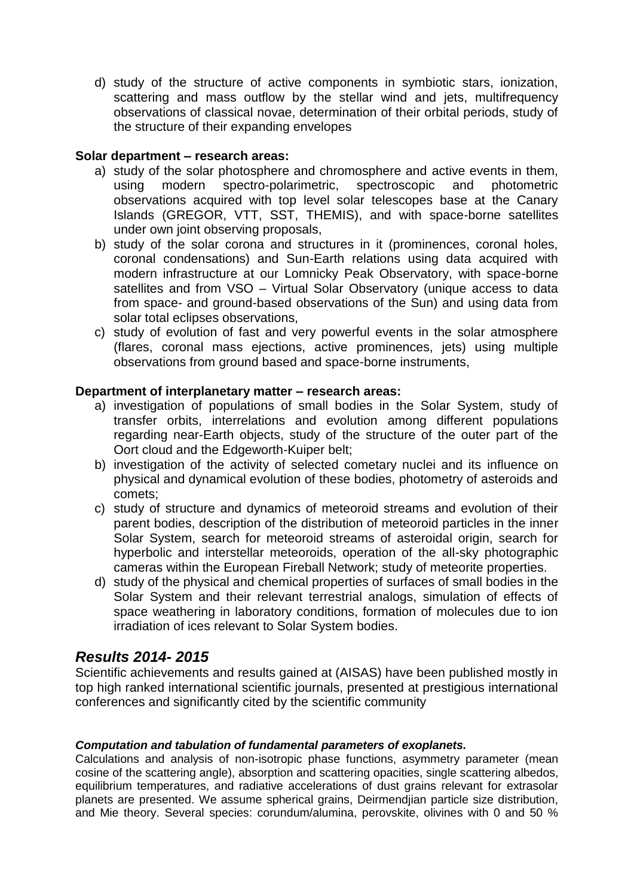d) study of the structure of active components in symbiotic stars, ionization, scattering and mass outflow by the stellar wind and jets, multifrequency observations of classical novae, determination of their orbital periods, study of the structure of their expanding envelopes

**Solar department – research areas:**

a) study of the solar photosphere and chromosphere and active events in them, using modern spectro-polarimetric, spectroscopic and photometric observations acquired with top level solar telescopes base at the Canary Islands (GREGOR, VTT, SST, THEMIS), and with space-borne satellites under own joint observing proposals,
b) study of the solar corona and structures in it (prominences, coronal holes, coronal condensations) and Sun-Earth relations using data acquired with modern infrastructure at our Lomnicky Peak Observatory, with space-borne satellites and from VSO – Virtual Solar Observatory (unique access to data from space- and ground-based observations of the Sun) and using data from solar total eclipses observations,
c) study of evolution of fast and very powerful events in the solar atmosphere (flares, coronal mass ejections, active prominences, jets) using multiple observations from ground based and space-borne instruments,

**Department of interplanetary matter – research areas:**

a) investigation of populations of small bodies in the Solar System, study of transfer orbits, interrelations and evolution among different populations regarding near-Earth objects, study of the structure of the outer part of the Oort cloud and the Edgeworth-Kuiper belt;
b) investigation of the activity of selected cometary nuclei and its influence on physical and dynamical evolution of these bodies, photometry of asteroids and comets;
c) study of structure and dynamics of meteoroid streams and evolution of their parent bodies, description of the distribution of meteoroid particles in the inner Solar System, search for meteoroid streams of asteroidal origin, search for hyperbolic and interstellar meteoroids, operation of the all-sky photographic cameras within the European Fireball Network; study of meteorite properties.
d) study of the physical and chemical properties of surfaces of small bodies in the Solar System and their relevant terrestrial analogs, simulation of effects of space weathering in laboratory conditions, formation of molecules due to ion irradiation of ices relevant to Solar System bodies.

## *Results 2014- 2015*

Scientific achievements and results gained at (AISAS) have been published mostly in top high ranked international scientific journals, presented at prestigious international conferences and significantly cited by the scientific community

#### ***Computation and tabulation of fundamental parameters of exoplanets.***

Calculations and analysis of non-isotropic phase functions, asymmetry parameter (mean cosine of the scattering angle), absorption and scattering opacities, single scattering albedos, equilibrium temperatures, and radiative accelerations of dust grains relevant for extrasolar planets are presented. We assume spherical grains, Deirmendjian particle size distribution, and Mie theory. Several species: corundum/alumina, perovskite, olivines with 0 and 50 %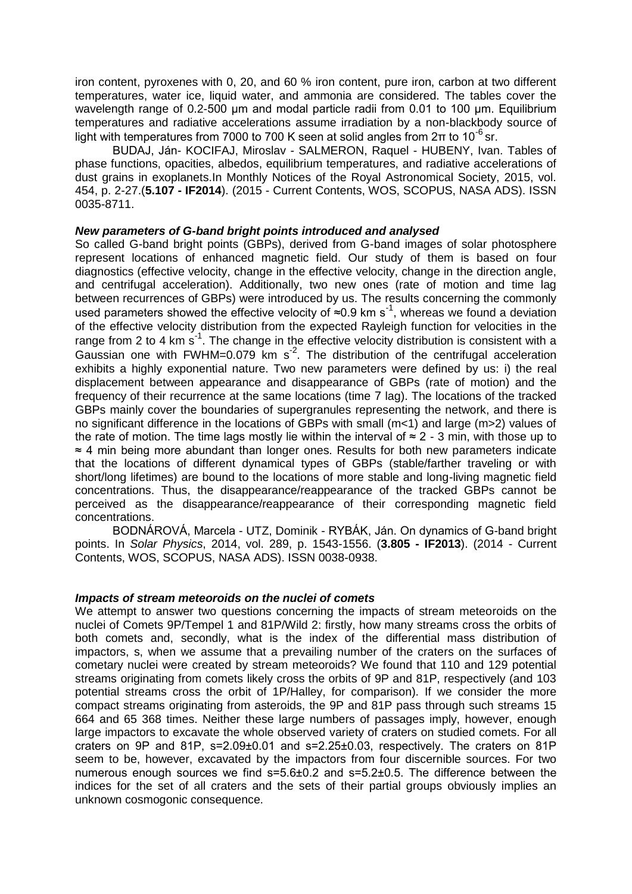iron content, pyroxenes with 0, 20, and 60 % iron content, pure iron, carbon at two different temperatures, water ice, liquid water, and ammonia are considered. The tables cover the wavelength range of 0.2-500 μm and modal particle radii from 0.01 to 100 μm. Equilibrium temperatures and radiative accelerations assume irradiation by a non-blackbody source of light with temperatures from 7000 to 700 K seen at solid angles from 2π to $10^{-6}$ sr.

BUDAJ, Ján- KOCIFAJ, Miroslav - SALMERON, Raquel - HUBENY, Ivan. Tables of phase functions, opacities, albedos, equilibrium temperatures, and radiative accelerations of dust grains in exoplanets.In Monthly Notices of the Royal Astronomical Society, 2015, vol. 454, p. 2-27.(**5.107 - IF2014**). (2015 - Current Contents, WOS, SCOPUS, NASA ADS). ISSN 0035-8711.

***New parameters of G-band bright points introduced and analysed***

So called G-band bright points (GBPs), derived from G-band images of solar photosphere represent locations of enhanced magnetic field. Our study of them is based on four diagnostics (effective velocity, change in the effective velocity, change in the direction angle, and centrifugal acceleration). Additionally, two new ones (rate of motion and time lag between recurrences of GBPs) were introduced by us. The results concerning the commonly used parameters showed the effective velocity of ≈0.9 km $s^{-1}$, whereas we found a deviation of the effective velocity distribution from the expected Rayleigh function for velocities in the range from 2 to 4 km $s^{-1}$. The change in the effective velocity distribution is consistent with a Gaussian one with FWHM=0.079 km $s^{-2}$. The distribution of the centrifugal acceleration exhibits a highly exponential nature. Two new parameters were defined by us: i) the real displacement between appearance and disappearance of GBPs (rate of motion) and the frequency of their recurrence at the same locations (time 7 lag). The locations of the tracked GBPs mainly cover the boundaries of supergranules representing the network, and there is no significant difference in the locations of GBPs with small (m<1) and large (m>2) values of the rate of motion. The time lags mostly lie within the interval of ≈ 2 - 3 min, with those up to ≈ 4 min being more abundant than longer ones. Results for both new parameters indicate that the locations of different dynamical types of GBPs (stable/farther traveling or with short/long lifetimes) are bound to the locations of more stable and long-living magnetic field concentrations. Thus, the disappearance/reappearance of the tracked GBPs cannot be perceived as the disappearance/reappearance of their corresponding magnetic field concentrations.

BODNÁROVÁ, Marcela - UTZ, Dominik - RYBÁK, Ján. On dynamics of G-band bright points. In *Solar Physics*, 2014, vol. 289, p. 1543-1556. (**3.805 - IF2013**). (2014 - Current Contents, WOS, SCOPUS, NASA ADS). ISSN 0038-0938.

***Impacts of stream meteoroids on the nuclei of comets***

We attempt to answer two questions concerning the impacts of stream meteoroids on the nuclei of Comets 9P/Tempel 1 and 81P/Wild 2: firstly, how many streams cross the orbits of both comets and, secondly, what is the index of the differential mass distribution of impactors, s, when we assume that a prevailing number of the craters on the surfaces of cometary nuclei were created by stream meteoroids? We found that 110 and 129 potential streams originating from comets likely cross the orbits of 9P and 81P, respectively (and 103 potential streams cross the orbit of 1P/Halley, for comparison). If we consider the more compact streams originating from asteroids, the 9P and 81P pass through such streams 15 664 and 65 368 times. Neither these large numbers of passages imply, however, enough large impactors to excavate the whole observed variety of craters on studied comets. For all craters on 9P and 81P, s=2.09±0.01 and s=2.25±0.03, respectively. The craters on 81P seem to be, however, excavated by the impactors from four discernible sources. For two numerous enough sources we find s=5.6±0.2 and s=5.2±0.5. The difference between the indices for the set of all craters and the sets of their partial groups obviously implies an unknown cosmogonic consequence.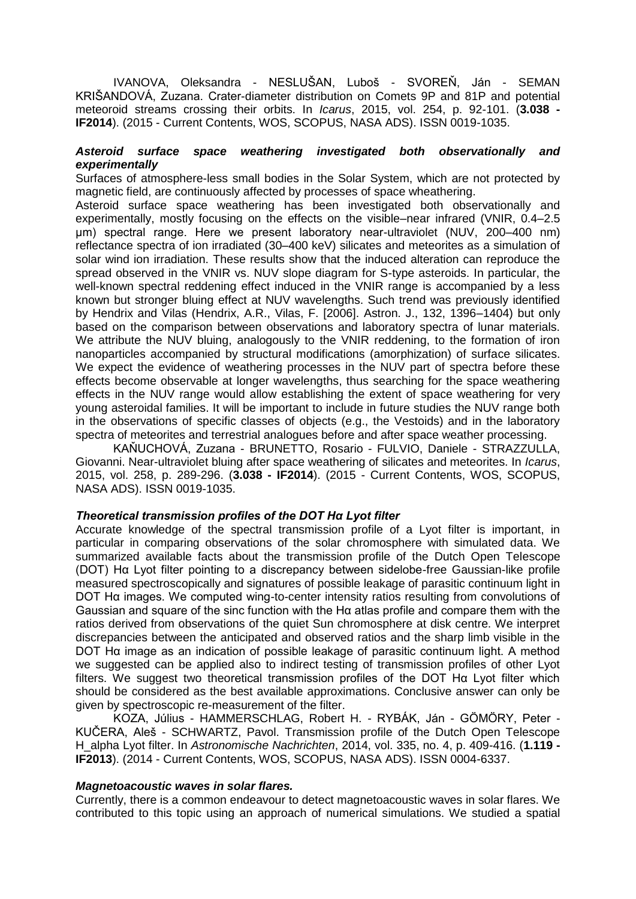IVANOVA, Oleksandra - NESLUŠAN, Luboš - SVOREŇ, Ján - SEMAN KRIŠANDOVÁ, Zuzana. Crater-diameter distribution on Comets 9P and 81P and potential meteoroid streams crossing their orbits. In *Icarus*, 2015, vol. 254, p. 92-101. (**3.038 - IF2014**). (2015 - Current Contents, WOS, SCOPUS, NASA ADS). ISSN 0019-1035.

***Asteroid surface space weathering investigated both observationally and experimentally***

Surfaces of atmosphere-less small bodies in the Solar System, which are not protected by magnetic field, are continuously affected by processes of space wheathering.

Asteroid surface space weathering has been investigated both observationally and experimentally, mostly focusing on the effects on the visible–near infrared (VNIR, 0.4–2.5 μm) spectral range. Here we present laboratory near-ultraviolet (NUV, 200–400 nm) reflectance spectra of ion irradiated (30–400 keV) silicates and meteorites as a simulation of solar wind ion irradiation. These results show that the induced alteration can reproduce the spread observed in the VNIR vs. NUV slope diagram for S-type asteroids. In particular, the well-known spectral reddening effect induced in the VNIR range is accompanied by a less known but stronger bluing effect at NUV wavelengths. Such trend was previously identified by Hendrix and Vilas (Hendrix, A.R., Vilas, F. [2006]. Astron. J., 132, 1396–1404) but only based on the comparison between observations and laboratory spectra of lunar materials. We attribute the NUV bluing, analogously to the VNIR reddening, to the formation of iron nanoparticles accompanied by structural modifications (amorphization) of surface silicates. We expect the evidence of weathering processes in the NUV part of spectra before these effects become observable at longer wavelengths, thus searching for the space weathering effects in the NUV range would allow establishing the extent of space weathering for very young asteroidal families. It will be important to include in future studies the NUV range both in the observations of specific classes of objects (e.g., the Vestoids) and in the laboratory spectra of meteorites and terrestrial analogues before and after space weather processing.

KAŇUCHOVÁ, Zuzana - BRUNETTO, Rosario - FULVIO, Daniele - STRAZZULLA, Giovanni. Near-ultraviolet bluing after space weathering of silicates and meteorites. In *Icarus*, 2015, vol. 258, p. 289-296. (**3.038 - IF2014**). (2015 - Current Contents, WOS, SCOPUS, NASA ADS). ISSN 0019-1035.

***Theoretical transmission profiles of the DOT Hα Lyot filter***

Accurate knowledge of the spectral transmission profile of a Lyot filter is important, in particular in comparing observations of the solar chromosphere with simulated data. We summarized available facts about the transmission profile of the Dutch Open Telescope (DOT) Hα Lyot filter pointing to a discrepancy between sidelobe-free Gaussian-like profile measured spectroscopically and signatures of possible leakage of parasitic continuum light in DOT Hα images. We computed wing-to-center intensity ratios resulting from convolutions of Gaussian and square of the sinc function with the Hα atlas profile and compare them with the ratios derived from observations of the quiet Sun chromosphere at disk centre. We interpret discrepancies between the anticipated and observed ratios and the sharp limb visible in the DOT Hα image as an indication of possible leakage of parasitic continuum light. A method we suggested can be applied also to indirect testing of transmission profiles of other Lyot filters. We suggest two theoretical transmission profiles of the DOT Hα Lyot filter which should be considered as the best available approximations. Conclusive answer can only be given by spectroscopic re-measurement of the filter.

KOZA, Július - HAMMERSCHLAG, Robert H. - RYBÁK, Ján - GÖMÖRY, Peter - KUČERA, Aleš - SCHWARTZ, Pavol. Transmission profile of the Dutch Open Telescope H_alpha Lyot filter. In *Astronomische Nachrichten*, 2014, vol. 335, no. 4, p. 409-416. (**1.119 - IF2013**). (2014 - Current Contents, WOS, SCOPUS, NASA ADS). ISSN 0004-6337.

***Magnetoacoustic waves in solar flares.***

Currently, there is a common endeavour to detect magnetoacoustic waves in solar flares. We contributed to this topic using an approach of numerical simulations. We studied a spatial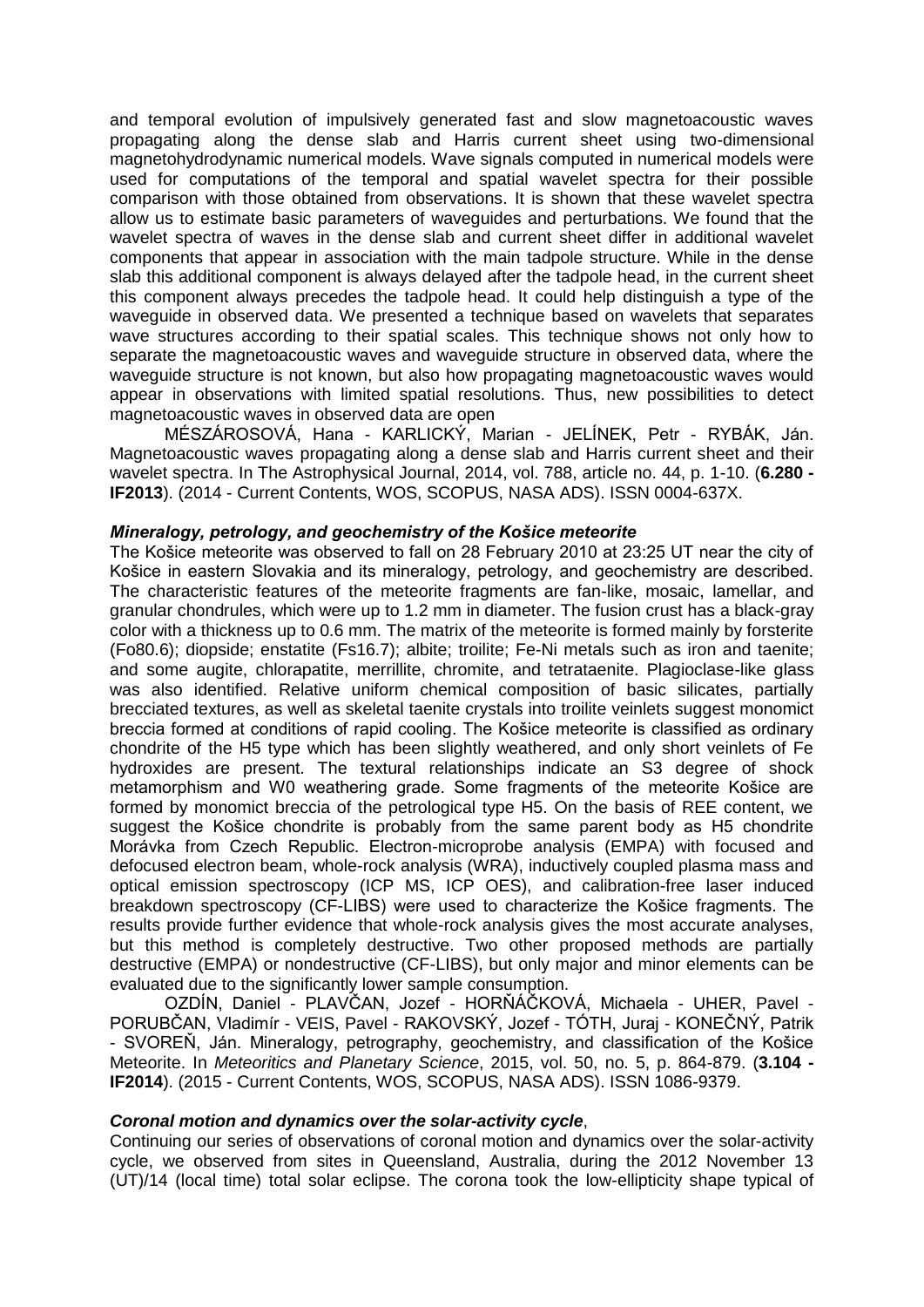and temporal evolution of impulsively generated fast and slow magnetoacoustic waves propagating along the dense slab and Harris current sheet using two-dimensional magnetohydrodynamic numerical models. Wave signals computed in numerical models were used for computations of the temporal and spatial wavelet spectra for their possible comparison with those obtained from observations. It is shown that these wavelet spectra allow us to estimate basic parameters of waveguides and perturbations. We found that the wavelet spectra of waves in the dense slab and current sheet differ in additional wavelet components that appear in association with the main tadpole structure. While in the dense slab this additional component is always delayed after the tadpole head, in the current sheet this component always precedes the tadpole head. It could help distinguish a type of the waveguide in observed data. We presented a technique based on wavelets that separates wave structures according to their spatial scales. This technique shows not only how to separate the magnetoacoustic waves and waveguide structure in observed data, where the waveguide structure is not known, but also how propagating magnetoacoustic waves would appear in observations with limited spatial resolutions. Thus, new possibilities to detect magnetoacoustic waves in observed data are open

MÉSZÁROSOVÁ, Hana - KARLICKÝ, Marian - JELÍNEK, Petr - RYBÁK, Ján. Magnetoacoustic waves propagating along a dense slab and Harris current sheet and their wavelet spectra. In The Astrophysical Journal, 2014, vol. 788, article no. 44, p. 1-10. (**6.280 - IF2013**). (2014 - Current Contents, WOS, SCOPUS, NASA ADS). ISSN 0004-637X.

***Mineralogy, petrology, and geochemistry of the Košice meteorite***

The Košice meteorite was observed to fall on 28 February 2010 at 23:25 UT near the city of Košice in eastern Slovakia and its mineralogy, petrology, and geochemistry are described. The characteristic features of the meteorite fragments are fan-like, mosaic, lamellar, and granular chondrules, which were up to 1.2 mm in diameter. The fusion crust has a black-gray color with a thickness up to 0.6 mm. The matrix of the meteorite is formed mainly by forsterite ($Fo_{80.6}$); diopside; enstatite ($Fs_{16.7}$); albite; troilite; Fe-Ni metals such as iron and taenite; and some augite, chlorapatite, merrillite, chromite, and tetrataenite. Plagioclase-like glass was also identified. Relative uniform chemical composition of basic silicates, partially brecciated textures, as well as skeletal taenite crystals into troilite veinlets suggest monomict breccia formed at conditions of rapid cooling. The Košice meteorite is classified as ordinary chondrite of the H5 type which has been slightly weathered, and only short veinlets of Fe hydroxides are present. The textural relationships indicate an S3 degree of shock metamorphism and W0 weathering grade. Some fragments of the meteorite Košice are formed by monomict breccia of the petrological type H5. On the basis of REE content, we suggest the Košice chondrite is probably from the same parent body as H5 chondrite Morávka from Czech Republic. Electron-microprobe analysis (EMPA) with focused and defocused electron beam, whole-rock analysis (WRA), inductively coupled plasma mass and optical emission spectroscopy (ICP MS, ICP OES), and calibration-free laser induced breakdown spectroscopy (CF-LIBS) were used to characterize the Košice fragments. The results provide further evidence that whole-rock analysis gives the most accurate analyses, but this method is completely destructive. Two other proposed methods are partially destructive (EMPA) or nondestructive (CF-LIBS), but only major and minor elements can be evaluated due to the significantly lower sample consumption.

OZDÍN, Daniel - PLAVČAN, Jozef - HORŇÁČKOVÁ, Michaela - UHER, Pavel - PORUBČAN, Vladimír - VEIS, Pavel - RAKOVSKÝ, Jozef - TÓTH, Juraj - KONEČNÝ, Patrik - SVOREŇ, Ján. Mineralogy, petrography, geochemistry, and classification of the Košice Meteorite. In *Meteoritics and Planetary Science*, 2015, vol. 50, no. 5, p. 864-879. (**3.104 - IF2014**). (2015 - Current Contents, WOS, SCOPUS, NASA ADS). ISSN 1086-9379.

***Coronal motion and dynamics over the solar-activity cycle***,

Continuing our series of observations of coronal motion and dynamics over the solar-activity cycle, we observed from sites in Queensland, Australia, during the 2012 November 13 (UT)/14 (local time) total solar eclipse. The corona took the low-ellipticity shape typical of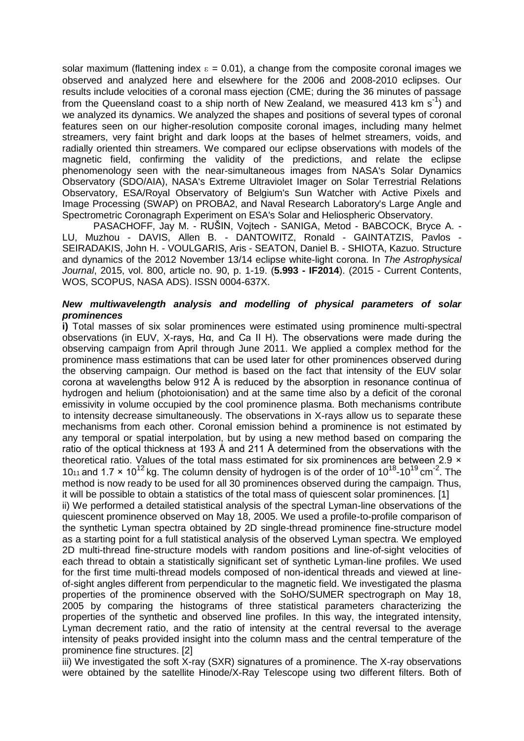solar maximum (flattening index $\varepsilon = 0.01$), a change from the composite coronal images we observed and analyzed here and elsewhere for the 2006 and 2008-2010 eclipses. Our results include velocities of a coronal mass ejection (CME; during the 36 minutes of passage from the Queensland coast to a ship north of New Zealand, we measured 413 km $s^{-1}$) and we analyzed its dynamics. We analyzed the shapes and positions of several types of coronal features seen on our higher-resolution composite coronal images, including many helmet streamers, very faint bright and dark loops at the bases of helmet streamers, voids, and radially oriented thin streamers. We compared our eclipse observations with models of the magnetic field, confirming the validity of the predictions, and relate the eclipse phenomenology seen with the near-simultaneous images from NASA's Solar Dynamics Observatory (SDO/AIA), NASA's Extreme Ultraviolet Imager on Solar Terrestrial Relations Observatory, ESA/Royal Observatory of Belgium's Sun Watcher with Active Pixels and Image Processing (SWAP) on PROBA2, and Naval Research Laboratory's Large Angle and Spectrometric Coronagraph Experiment on ESA's Solar and Heliospheric Observatory.

PASACHOFF, Jay M. - RUŠIN, Vojtech - SANIGA, Metod - BABCOCK, Bryce A. - LU, Muzhou - DAVIS, Allen B. - DANTOWITZ, Ronald - GAINTATZIS, Pavlos - SEIRADAKIS, John H. - VOULGARIS, Aris - SEATON, Daniel B. - SHIOTA, Kazuo. Structure and dynamics of the 2012 November 13/14 eclipse white-light corona. In *The Astrophysical Journal*, 2015, vol. 800, article no. 90, p. 1-19. (**5.993 - IF2014**). (2015 - Current Contents, WOS, SCOPUS, NASA ADS). ISSN 0004-637X.

***New multiwavelength analysis and modelling of physical parameters of solar prominences***

**i)** Total masses of six solar prominences were estimated using prominence multi-spectral observations (in EUV, X-rays, Hα, and Ca II H). The observations were made during the observing campaign from April through June 2011. We applied a complex method for the prominence mass estimations that can be used later for other prominences observed during the observing campaign. Our method is based on the fact that intensity of the EUV solar corona at wavelengths below 912 Å is reduced by the absorption in resonance continua of hydrogen and helium (photoionisation) and at the same time also by a deficit of the coronal emissivity in volume occupied by the cool prominence plasma. Both mechanisms contribute to intensity decrease simultaneously. The observations in X-rays allow us to separate these mechanisms from each other. Coronal emission behind a prominence is not estimated by any temporal or spatial interpolation, but by using a new method based on comparing the ratio of the optical thickness at 193 Å and 211 Å determined from the observations with the theoretical ratio. Values of the total mass estimated for six prominences are between $2.9 \times 10_{11}$ and $1.7 \times 10^{12}$ kg. The column density of hydrogen is of the order of $10^{18}$-$10^{19}$ $cm^{-2}$. The method is now ready to be used for all 30 prominences observed during the campaign. Thus, it will be possible to obtain a statistics of the total mass of quiescent solar prominences. [1]

ii) We performed a detailed statistical analysis of the spectral Lyman-line observations of the quiescent prominence observed on May 18, 2005. We used a profile-to-profile comparison of the synthetic Lyman spectra obtained by 2D single-thread prominence fine-structure model as a starting point for a full statistical analysis of the observed Lyman spectra. We employed 2D multi-thread fine-structure models with random positions and line-of-sight velocities of each thread to obtain a statistically significant set of synthetic Lyman-line profiles. We used for the first time multi-thread models composed of non-identical threads and viewed at line-of-sight angles different from perpendicular to the magnetic field. We investigated the plasma properties of the prominence observed with the SoHO/SUMER spectrograph on May 18, 2005 by comparing the histograms of three statistical parameters characterizing the properties of the synthetic and observed line profiles. In this way, the integrated intensity, Lyman decrement ratio, and the ratio of intensity at the central reversal to the average intensity of peaks provided insight into the column mass and the central temperature of the prominence fine structures. [2]

iii) We investigated the soft X-ray (SXR) signatures of a prominence. The X-ray observations were obtained by the satellite Hinode/X-Ray Telescope using two different filters. Both of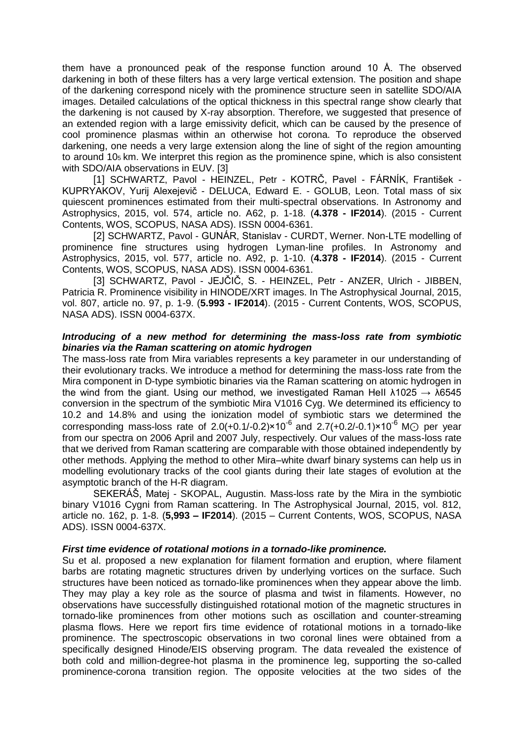them have a pronounced peak of the response function around 10 Å. The observed darkening in both of these filters has a very large vertical extension. The position and shape of the darkening correspond nicely with the prominence structure seen in satellite SDO/AIA images. Detailed calculations of the optical thickness in this spectral range show clearly that the darkening is not caused by X-ray absorption. Therefore, we suggested that presence of an extended region with a large emissivity deficit, which can be caused by the presence of cool prominence plasmas within an otherwise hot corona. To reproduce the observed darkening, one needs a very large extension along the line of sight of the region amounting to around $10_5$ km. We interpret this region as the prominence spine, which is also consistent with SDO/AIA observations in EUV. [3]

[1] SCHWARTZ, Pavol - HEINZEL, Petr - KOTRČ, Pavel - FÁRNÍK, František - KUPRYAKOV, Yurij Alexejevič - DELUCA, Edward E. - GOLUB, Leon. Total mass of six quiescent prominences estimated from their multi-spectral observations. In Astronomy and Astrophysics, 2015, vol. 574, article no. A62, p. 1-18. (**4.378 - IF2014**). (2015 - Current Contents, WOS, SCOPUS, NASA ADS). ISSN 0004-6361.

[2] SCHWARTZ, Pavol - GUNÁR, Stanislav - CURDT, Werner. Non-LTE modelling of prominence fine structures using hydrogen Lyman-line profiles. In Astronomy and Astrophysics, 2015, vol. 577, article no. A92, p. 1-10. (**4.378 - IF2014**). (2015 - Current Contents, WOS, SCOPUS, NASA ADS). ISSN 0004-6361.

[3] SCHWARTZ, Pavol - JEJČIČ, S. - HEINZEL, Petr - ANZER, Ulrich - JIBBEN, Patricia R. Prominence visibility in HINODE/XRT images. In The Astrophysical Journal, 2015, vol. 807, article no. 97, p. 1-9. (**5.993 - IF2014**). (2015 - Current Contents, WOS, SCOPUS, NASA ADS). ISSN 0004-637X.

***Introducing of a new method for determining the mass-loss rate from symbiotic binaries via the Raman scattering on atomic hydrogen***

The mass-loss rate from Mira variables represents a key parameter in our understanding of their evolutionary tracks. We introduce a method for determining the mass-loss rate from the Mira component in D-type symbiotic binaries via the Raman scattering on atomic hydrogen in the wind from the giant. Using our method, we investigated Raman HeII λ1025 → λ6545 conversion in the spectrum of the symbiotic Mira V1016 Cyg. We determined its efficiency to 10.2 and 14.8% and using the ionization model of symbiotic stars we determined the corresponding mass-loss rate of $2.0(+0.1/-0.2)\times10^{-6}$ and $2.7(+0.2/-0.1)\times10^{-6}$ $M_\odot$ per year from our spectra on 2006 April and 2007 July, respectively. Our values of the mass-loss rate that we derived from Raman scattering are comparable with those obtained independently by other methods. Applying the method to other Mira–white dwarf binary systems can help us in modelling evolutionary tracks of the cool giants during their late stages of evolution at the asymptotic branch of the H-R diagram.

SEKERÁŠ, Matej - SKOPAL, Augustin. Mass-loss rate by the Mira in the symbiotic binary V1016 Cygni from Raman scattering. In The Astrophysical Journal, 2015, vol. 812, article no. 162, p. 1-8. (**5,993 – IF2014**). (2015 – Current Contents, WOS, SCOPUS, NASA ADS). ISSN 0004-637X.

***First time evidence of rotational motions in a tornado-like prominence.***

Su et al. proposed a new explanation for filament formation and eruption, where filament barbs are rotating magnetic structures driven by underlying vortices on the surface. Such structures have been noticed as tornado-like prominences when they appear above the limb. They may play a key role as the source of plasma and twist in filaments. However, no observations have successfully distinguished rotational motion of the magnetic structures in tornado-like prominences from other motions such as oscillation and counter-streaming plasma flows. Here we report firs time evidence of rotational motions in a tornado-like prominence. The spectroscopic observations in two coronal lines were obtained from a specifically designed Hinode/EIS observing program. The data revealed the existence of both cold and million-degree-hot plasma in the prominence leg, supporting the so-called prominence-corona transition region. The opposite velocities at the two sides of the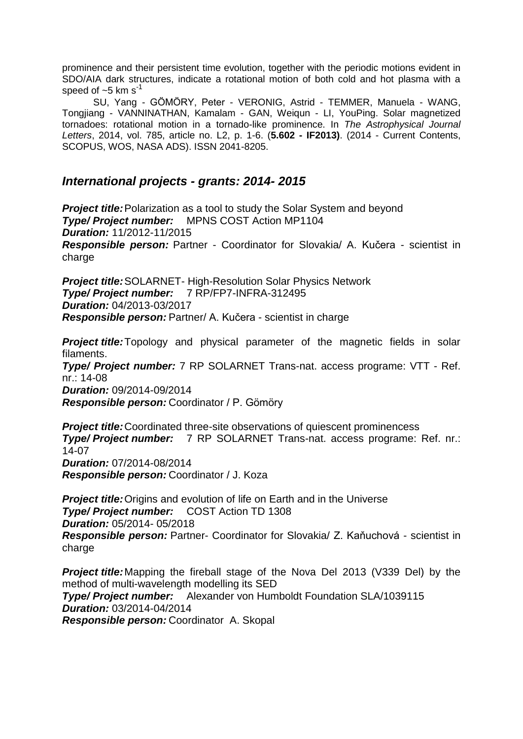prominence and their persistent time evolution, together with the periodic motions evident in SDO/AIA dark structures, indicate a rotational motion of both cold and hot plasma with a speed of ~5 km $s^{-1}$

SU, Yang - GÖMÖRY, Peter - VERONIG, Astrid - TEMMER, Manuela - WANG, Tongjiang - VANNINATHAN, Kamalam - GAN, Weiqun - LI, YouPing. Solar magnetized tornadoes: rotational motion in a tornado-like prominence. In *The Astrophysical Journal Letters*, 2014, vol. 785, article no. L2, p. 1-6. (**5.602 - IF2013)**. (2014 - Current Contents, SCOPUS, WOS, NASA ADS). ISSN 2041-8205.

## International projects - grants: 2014- 2015

***Project title:*** Polarization as a tool to study the Solar System and beyond
***Type/ Project number:*** MPNS COST Action MP1104
***Duration:*** 11/2012-11/2015
***Responsible person:*** Partner - Coordinator for Slovakia/ A. Kučera - scientist in charge

***Project title:*** SOLARNET- High-Resolution Solar Physics Network
***Type/ Project number:*** 7 RP/FP7-INFRA-312495
***Duration:*** 04/2013-03/2017
***Responsible person:*** Partner/ A. Kučera - scientist in charge

***Project title:*** Topology and physical parameter of the magnetic fields in solar filaments.
***Type/ Project number:*** 7 RP SOLARNET Trans-nat. access programe: VTT - Ref. nr.: 14-08
***Duration:*** 09/2014-09/2014
***Responsible person:*** Coordinator / P. Gömöry

***Project title:*** Coordinated three-site observations of quiescent prominencess
***Type/ Project number:*** 7 RP SOLARNET Trans-nat. access programe: Ref. nr.: 14-07
***Duration:*** 07/2014-08/2014
***Responsible person:*** Coordinator / J. Koza

***Project title:*** Origins and evolution of life on Earth and in the Universe
***Type/ Project number:*** COST Action TD 1308
***Duration:*** 05/2014- 05/2018
***Responsible person:*** Partner- Coordinator for Slovakia/ Z. Kaňuchová - scientist in charge

***Project title:*** Mapping the fireball stage of the Nova Del 2013 (V339 Del) by the method of multi-wavelength modelling its SED
***Type/ Project number:*** Alexander von Humboldt Foundation SLA/1039115
***Duration:*** 03/2014-04/2014
***Responsible person:*** Coordinator A. Skopal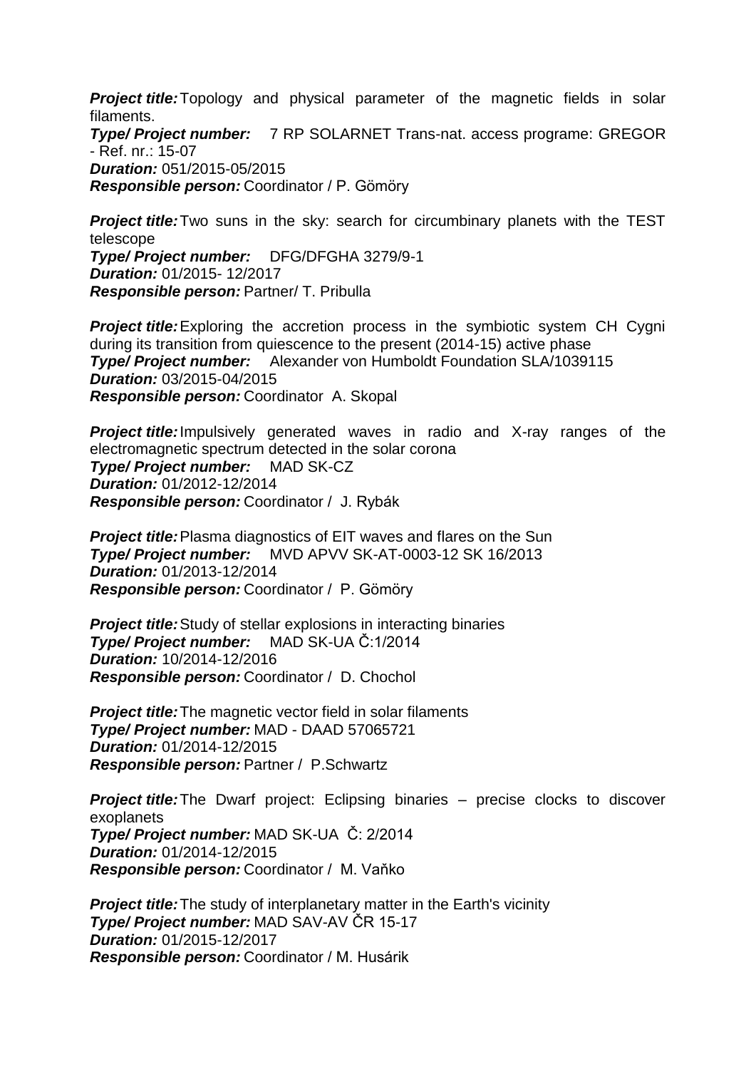***Project title:*** Topology and physical parameter of the magnetic fields in solar filaments.
***Type/ Project number:*** 7 RP SOLARNET Trans-nat. access programe: GREGOR - Ref. nr.: 15-07
***Duration:*** 051/2015-05/2015
***Responsible person:*** Coordinator / P. Gömöry

***Project title:*** Two suns in the sky: search for circumbinary planets with the TEST telescope
***Type/ Project number:*** DFG/DFGHA 3279/9-1
***Duration:*** 01/2015- 12/2017
***Responsible person:*** Partner/ T. Pribulla

***Project title:*** Exploring the accretion process in the symbiotic system CH Cygni during its transition from quiescence to the present (2014-15) active phase
***Type/ Project number:*** Alexander von Humboldt Foundation SLA/1039115
***Duration:*** 03/2015-04/2015
***Responsible person:*** Coordinator A. Skopal

***Project title:*** Impulsively generated waves in radio and X-ray ranges of the electromagnetic spectrum detected in the solar corona
***Type/ Project number:*** MAD SK-CZ
***Duration:*** 01/2012-12/2014
***Responsible person:*** Coordinator / J. Rybák

***Project title:*** Plasma diagnostics of EIT waves and flares on the Sun
***Type/ Project number:*** MVD APVV SK-AT-0003-12 SK 16/2013
***Duration:*** 01/2013-12/2014
***Responsible person:*** Coordinator / P. Gömöry

***Project title:*** Study of stellar explosions in interacting binaries
***Type/ Project number:*** MAD SK-UA Č:1/2014
***Duration:*** 10/2014-12/2016
***Responsible person:*** Coordinator / D. Chochol

***Project title:*** The magnetic vector field in solar filaments
***Type/ Project number:*** MAD - DAAD 57065721
***Duration:*** 01/2014-12/2015
***Responsible person:*** Partner / P.Schwartz

***Project title:*** The Dwarf project: Eclipsing binaries – precise clocks to discover exoplanets
***Type/ Project number:*** MAD SK-UA Č: 2/2014
***Duration:*** 01/2014-12/2015
***Responsible person:*** Coordinator / M. Vaňko

***Project title:*** The study of interplanetary matter in the Earth's vicinity
***Type/ Project number:*** MAD SAV-AV ČR 15-17
***Duration:*** 01/2015-12/2017
***Responsible person:*** Coordinator / M. Husárik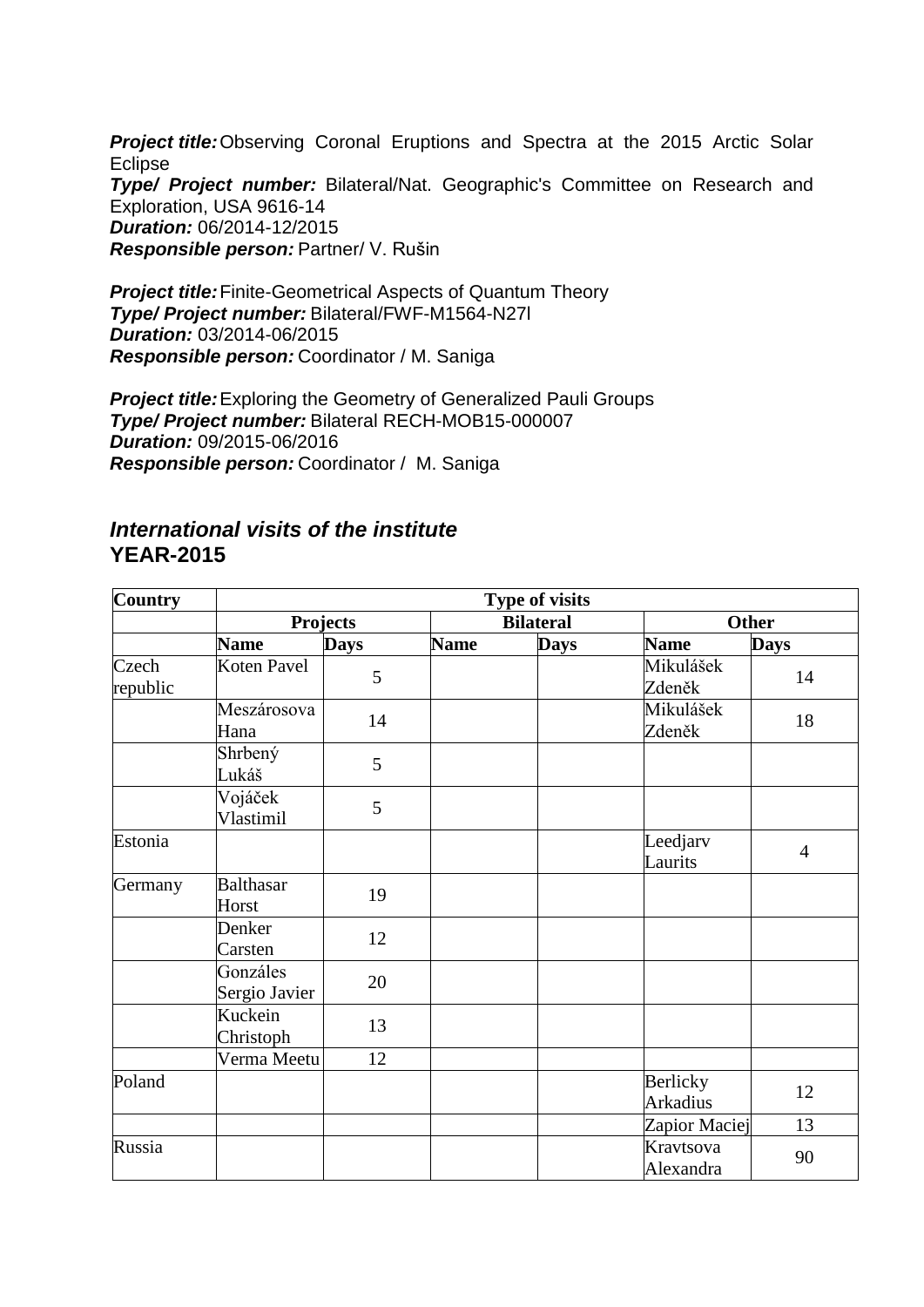***Project title:*** Observing Coronal Eruptions and Spectra at the 2015 Arctic Solar Eclipse
***Type/ Project number:*** Bilateral/Nat. Geographic's Committee on Research and Exploration, USA 9616-14
***Duration:*** 06/2014-12/2015
***Responsible person:*** Partner/ V. Rušin

***Project title:*** Finite-Geometrical Aspects of Quantum Theory
***Type/ Project number:*** Bilateral/FWF-M1564-N27l
***Duration:*** 03/2014-06/2015
***Responsible person:*** Coordinator / M. Saniga

***Project title:*** Exploring the Geometry of Generalized Pauli Groups
***Type/ Project number:*** Bilateral RECH-MOB15-000007
***Duration:*** 09/2015-06/2016
***Responsible person:*** Coordinator / M. Saniga

## *International visits of the institute*
## YEAR-2015

| Country | Type of visits | | | | | |
|---|---|---|---|---|---|---|
| | Projects | | Bilateral | | Other | |
| | Name | Days | Name | Days | Name | Days |
| Czech republic | Koten Pavel | 5 | | | Mikulášek Zdeněk | 14 |
| | Meszárosova Hana | 14 | | | Mikulášek Zdeněk | 18 |
| | Shrbený Lukáš | 5 | | | | |
| | Vojáček Vlastimil | 5 | | | | |
| Estonia | | | | | Leedjarv Laurits | 4 |
| Germany | Balthasar Horst | 19 | | | | |
| | Denker Carsten | 12 | | | | |
| | Gonzáles Sergio Javier | 20 | | | | |
| | Kuckein Christoph | 13 | | | | |
| | Verma Meetu | 12 | | | | |
| Poland | | | | | Berlicky Arkadius | 12 |
| | | | | | Zapior Maciej | 13 |
| Russia | | | | | Kravtsova Alexandra | 90 |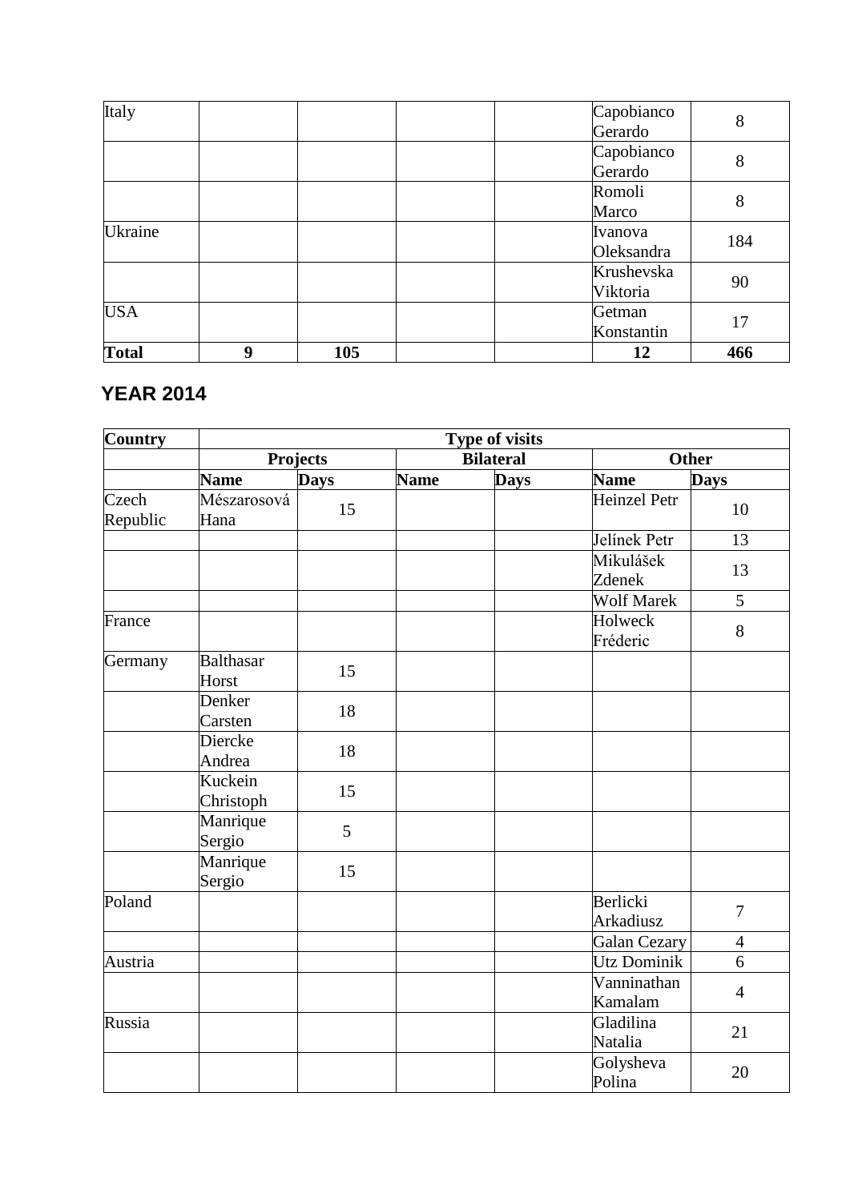| | | | | | | |
|---|---|---|---|---|---|---|
| Italy | | | | | Capobianco Gerardo | 8 |
| | | | | | Capobianco Gerardo | 8 |
| | | | | | Romoli Marco | 8 |
| Ukraine | | | | | Ivanova Oleksandra | 184 |
| | | | | | Krushevska Viktoria | 90 |
| USA | | | | | Getman Konstantin | 17 |
| **Total** | **9** | **105** | | | **12** | **466** |

## YEAR 2014

| **Country** | **Type of visits** | | | | | |
|---|---|---|---|---|---|---|
| | **Projects** | | **Bilateral** | | **Other** | |
| | **Name** | **Days** | **Name** | **Days** | **Name** | **Days** |
| Czech Republic | Mészarosová Hana | 15 | | | Heinzel Petr | 10 |
| | | | | | Jelínek Petr | 13 |
| | | | | | Mikulášek Zdenek | 13 |
| | | | | | Wolf Marek | 5 |
| France | | | | | Holweck Fréderic | 8 |
| Germany | Balthasar Horst | 15 | | | | |
| | Denker Carsten | 18 | | | | |
| | Diercke Andrea | 18 | | | | |
| | Kuckein Christoph | 15 | | | | |
| | Manrique Sergio | 5 | | | | |
| | Manrique Sergio | 15 | | | | |
| Poland | | | | | Berlicki Arkadiusz | 7 |
| | | | | | Galan Cezary | 4 |
| Austria | | | | | Utz Dominik | 6 |
| | | | | | Vanninathan Kamalam | 4 |
| Russia | | | | | Gladilina Natalia | 21 |
| | | | | | Golysheva Polina | 20 |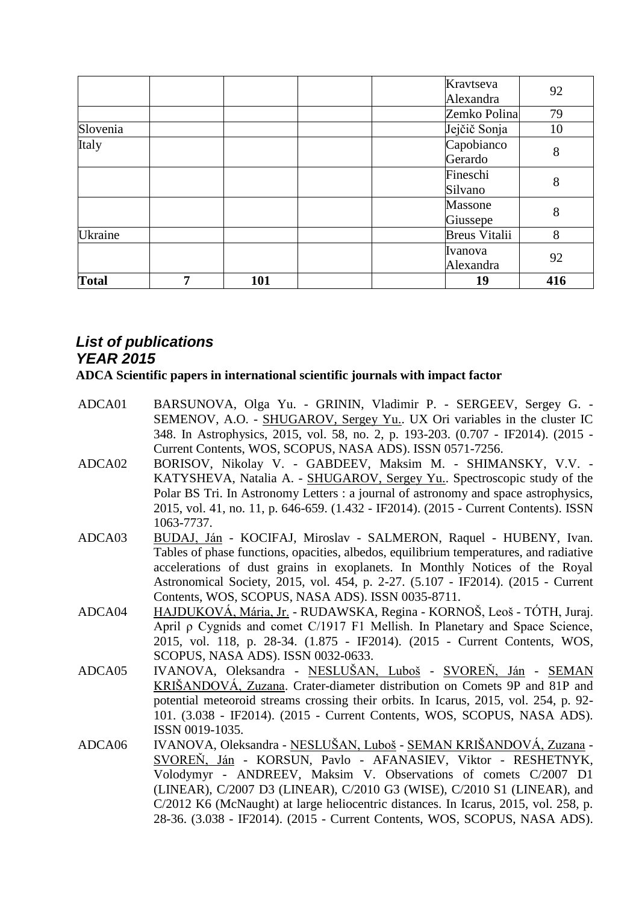| | | | | | | |
|---|---|---|---|---|---|---|
| | | | | | Kravtseva Alexandra | 92 |
| | | | | | Zemko Polina | 79 |
| Slovenia | | | | | Jejčič Sonja | 10 |
| Italy | | | | | Capobianco Gerardo | 8 |
| | | | | | Fineschi Silvano | 8 |
| | | | | | Massone Giussepe | 8 |
| Ukraine | | | | | Breus Vitalii | 8 |
| | | | | | Ivanova Alexandra | 92 |
| **Total** | **7** | **101** | | | **19** | **416** |

## *List of publications*
## *YEAR 2015*

**ADCA Scientific papers in international scientific journals with impact factor**

ADCA01 BARSUNOVA, Olga Yu. - GRININ, Vladimir P. - SERGEEV, Sergey G. - SEMENOV, A.O. - SHUGAROV, Sergey Yu.. UX Ori variables in the cluster IC 348. In Astrophysics, 2015, vol. 58, no. 2, p. 193-203. (0.707 - IF2014). (2015 - Current Contents, WOS, SCOPUS, NASA ADS). ISSN 0571-7256.

ADCA02 BORISOV, Nikolay V. - GABDEEV, Maksim M. - SHIMANSKY, V.V. - KATYSHEVA, Natalia A. - SHUGAROV, Sergey Yu.. Spectroscopic study of the Polar BS Tri. In Astronomy Letters : a journal of astronomy and space astrophysics, 2015, vol. 41, no. 11, p. 646-659. (1.432 - IF2014). (2015 - Current Contents). ISSN 1063-7737.

ADCA03 BUDAJ, Ján - KOCIFAJ, Miroslav - SALMERON, Raquel - HUBENY, Ivan. Tables of phase functions, opacities, albedos, equilibrium temperatures, and radiative accelerations of dust grains in exoplanets. In Monthly Notices of the Royal Astronomical Society, 2015, vol. 454, p. 2-27. (5.107 - IF2014). (2015 - Current Contents, WOS, SCOPUS, NASA ADS). ISSN 0035-8711.

ADCA04 HAJDUKOVÁ, Mária, Jr. - RUDAWSKA, Regina - KORNOŠ, Leoš - TÓTH, Juraj. April ρ Cygnids and comet C/1917 F1 Mellish. In Planetary and Space Science, 2015, vol. 118, p. 28-34. (1.875 - IF2014). (2015 - Current Contents, WOS, SCOPUS, NASA ADS). ISSN 0032-0633.

ADCA05 IVANOVA, Oleksandra - NESLUŠAN, Luboš - SVOREŇ, Ján - SEMAN KRIŠANDOVÁ, Zuzana. Crater-diameter distribution on Comets 9P and 81P and potential meteoroid streams crossing their orbits. In Icarus, 2015, vol. 254, p. 92-101. (3.038 - IF2014). (2015 - Current Contents, WOS, SCOPUS, NASA ADS). ISSN 0019-1035.

ADCA06 IVANOVA, Oleksandra - NESLUŠAN, Luboš - SEMAN KRIŠANDOVÁ, Zuzana - SVOREŇ, Ján - KORSUN, Pavlo - AFANASIEV, Viktor - RESHETNYK, Volodymyr - ANDREEV, Maksim V. Observations of comets C/2007 D1 (LINEAR), C/2007 D3 (LINEAR), C/2010 G3 (WISE), C/2010 S1 (LINEAR), and C/2012 K6 (McNaught) at large heliocentric distances. In Icarus, 2015, vol. 258, p. 28-36. (3.038 - IF2014). (2015 - Current Contents, WOS, SCOPUS, NASA ADS).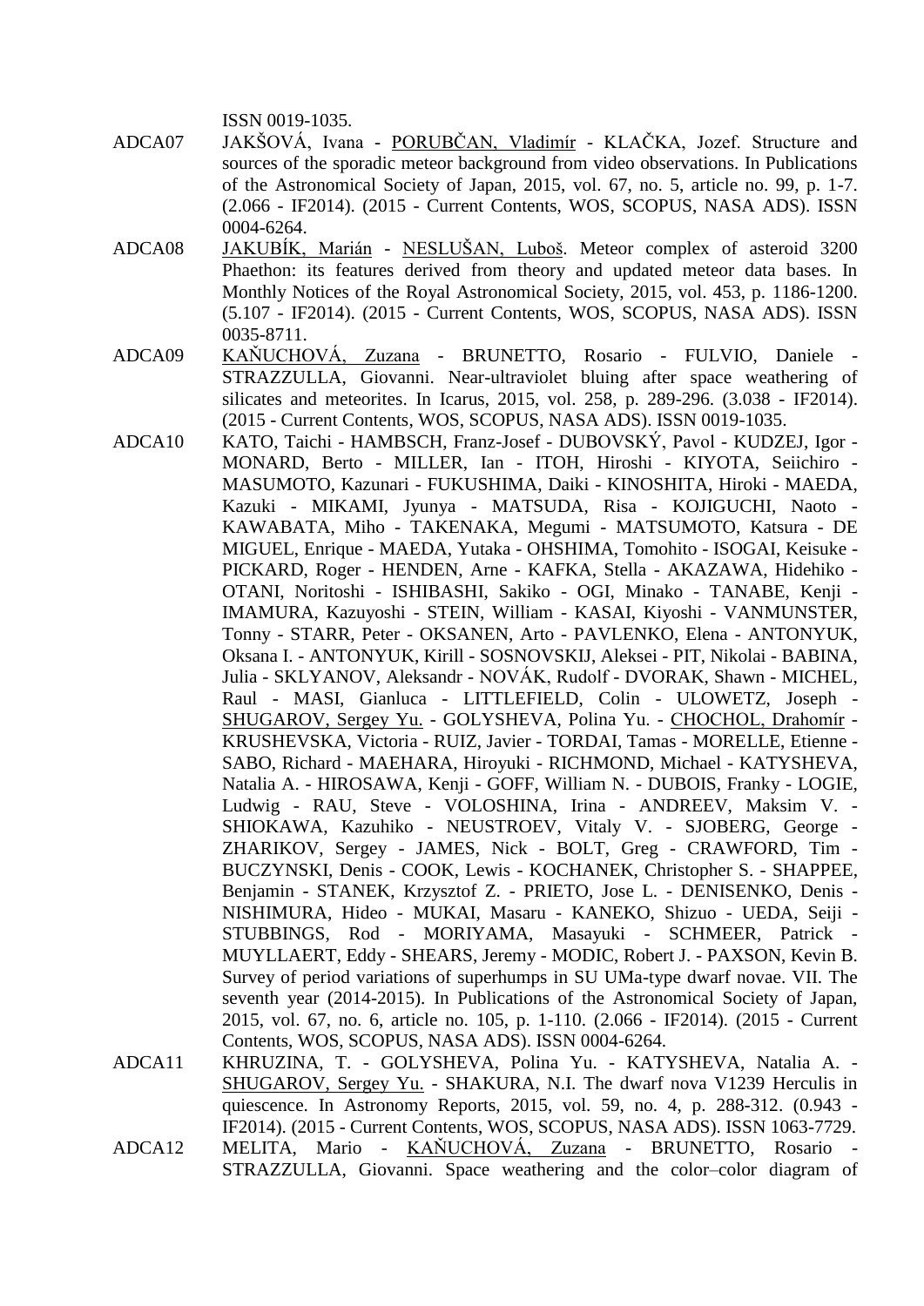ISSN 0019-1035.

ADCA07 JAKŠOVÁ, Ivana - PORUBČAN, Vladimír - KLAČKA, Jozef. Structure and sources of the sporadic meteor background from video observations. In Publications of the Astronomical Society of Japan, 2015, vol. 67, no. 5, article no. 99, p. 1-7. (2.066 - IF2014). (2015 - Current Contents, WOS, SCOPUS, NASA ADS). ISSN 0004-6264.

ADCA08 JAKUBÍK, Marián - NESLUŠAN, Luboš. Meteor complex of asteroid 3200 Phaethon: its features derived from theory and updated meteor data bases. In Monthly Notices of the Royal Astronomical Society, 2015, vol. 453, p. 1186-1200. (5.107 - IF2014). (2015 - Current Contents, WOS, SCOPUS, NASA ADS). ISSN 0035-8711.

ADCA09 KAŇUCHOVÁ, Zuzana - BRUNETTO, Rosario - FULVIO, Daniele - STRAZZULLA, Giovanni. Near-ultraviolet bluing after space weathering of silicates and meteorites. In Icarus, 2015, vol. 258, p. 289-296. (3.038 - IF2014). (2015 - Current Contents, WOS, SCOPUS, NASA ADS). ISSN 0019-1035.

ADCA10 KATO, Taichi - HAMBSCH, Franz-Josef - DUBOVSKÝ, Pavol - KUDZEJ, Igor - MONARD, Berto - MILLER, Ian - ITOH, Hiroshi - KIYOTA, Seiichiro - MASUMOTO, Kazunari - FUKUSHIMA, Daiki - KINOSHITA, Hiroki - MAEDA, Kazuki - MIKAMI, Jyunya - MATSUDA, Risa - KOJIGUCHI, Naoto - KAWABATA, Miho - TAKENAKA, Megumi - MATSUMOTO, Katsura - DE MIGUEL, Enrique - MAEDA, Yutaka - OHSHIMA, Tomohito - ISOGAI, Keisuke - PICKARD, Roger - HENDEN, Arne - KAFKA, Stella - AKAZAWA, Hidehiko - OTANI, Noritoshi - ISHIBASHI, Sakiko - OGI, Minako - TANABE, Kenji - IMAMURA, Kazuyoshi - STEIN, William - KASAI, Kiyoshi - VANMUNSTER, Tonny - STARR, Peter - OKSANEN, Arto - PAVLENKO, Elena - ANTONYUK, Oksana I. - ANTONYUK, Kirill - SOSNOVSKIJ, Aleksei - PIT, Nikolai - BABINA, Julia - SKLYANOV, Aleksandr - NOVÁK, Rudolf - DVORAK, Shawn - MICHEL, Raul - MASI, Gianluca - LITTLEFIELD, Colin - ULOWETZ, Joseph - SHUGAROV, Sergey Yu. - GOLYSHEVA, Polina Yu. - CHOCHOL, Drahomír - KRUSHEVSKA, Victoria - RUIZ, Javier - TORDAI, Tamas - MORELLE, Etienne - SABO, Richard - MAEHARA, Hiroyuki - RICHMOND, Michael - KATYSHEVA, Natalia A. - HIROSAWA, Kenji - GOFF, William N. - DUBOIS, Franky - LOGIE, Ludwig - RAU, Steve - VOLOSHINA, Irina - ANDREEV, Maksim V. - SHIOKAWA, Kazuhiko - NEUSTROEV, Vitaly V. - SJOBERG, George - ZHARIKOV, Sergey - JAMES, Nick - BOLT, Greg - CRAWFORD, Tim - BUCZYNSKI, Denis - COOK, Lewis - KOCHANEK, Christopher S. - SHAPPEE, Benjamin - STANEK, Krzysztof Z. - PRIETO, Jose L. - DENISENKO, Denis - NISHIMURA, Hideo - MUKAI, Masaru - KANEKO, Shizuo - UEDA, Seiji - STUBBINGS, Rod - MORIYAMA, Masayuki - SCHMEER, Patrick - MUYLLAERT, Eddy - SHEARS, Jeremy - MODIC, Robert J. - PAXSON, Kevin B. Survey of period variations of superhumps in SU UMa-type dwarf novae. VII. The seventh year (2014-2015). In Publications of the Astronomical Society of Japan, 2015, vol. 67, no. 6, article no. 105, p. 1-110. (2.066 - IF2014). (2015 - Current Contents, WOS, SCOPUS, NASA ADS). ISSN 0004-6264.

ADCA11 KHRUZINA, T. - GOLYSHEVA, Polina Yu. - KATYSHEVA, Natalia A. - SHUGAROV, Sergey Yu. - SHAKURA, N.I. The dwarf nova V1239 Herculis in quiescence. In Astronomy Reports, 2015, vol. 59, no. 4, p. 288-312. (0.943 - IF2014). (2015 - Current Contents, WOS, SCOPUS, NASA ADS). ISSN 1063-7729.

ADCA12 MELITA, Mario - KAŇUCHOVÁ, Zuzana - BRUNETTO, Rosario - STRAZZULLA, Giovanni. Space weathering and the color–color diagram of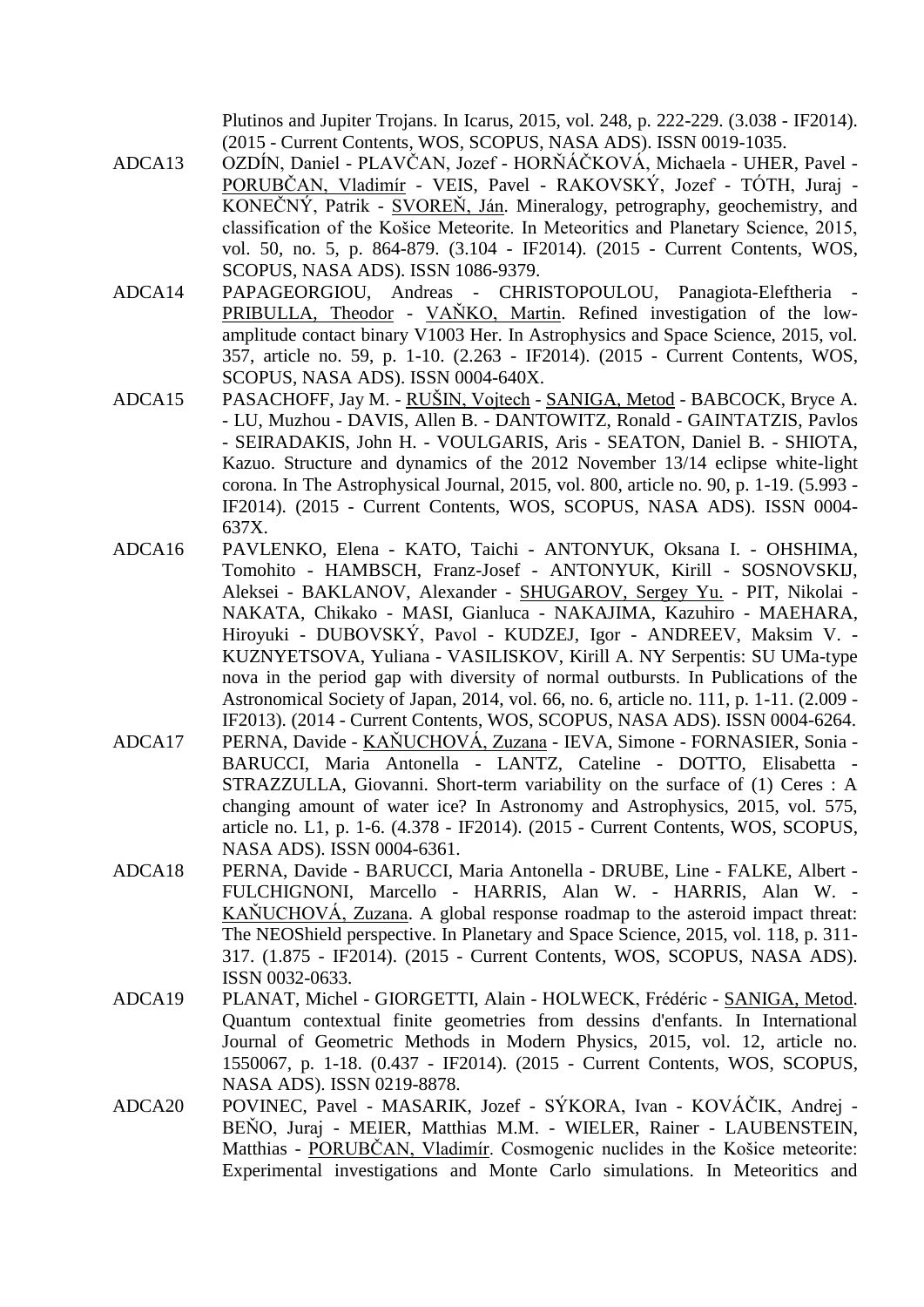Plutinos and Jupiter Trojans. In Icarus, 2015, vol. 248, p. 222-229. (3.038 - IF2014). (2015 - Current Contents, WOS, SCOPUS, NASA ADS). ISSN 0019-1035.

ADCA13 OZDÍN, Daniel - PLAVČAN, Jozef - HORŇÁČKOVÁ, Michaela - UHER, Pavel - PORUBČAN, Vladimír - VEIS, Pavel - RAKOVSKÝ, Jozef - TÓTH, Juraj - KONEČNÝ, Patrik - SVOREŇ, Ján. Mineralogy, petrography, geochemistry, and classification of the Košice Meteorite. In Meteoritics and Planetary Science, 2015, vol. 50, no. 5, p. 864-879. (3.104 - IF2014). (2015 - Current Contents, WOS, SCOPUS, NASA ADS). ISSN 1086-9379.

ADCA14 PAPAGEORGIOU, Andreas - CHRISTOPOULOU, Panagiota-Eleftheria - PRIBULLA, Theodor - VAŇKO, Martin. Refined investigation of the low-amplitude contact binary V1003 Her. In Astrophysics and Space Science, 2015, vol. 357, article no. 59, p. 1-10. (2.263 - IF2014). (2015 - Current Contents, WOS, SCOPUS, NASA ADS). ISSN 0004-640X.

ADCA15 PASACHOFF, Jay M. - RUŠIN, Vojtech - SANIGA, Metod - BABCOCK, Bryce A. - LU, Muzhou - DAVIS, Allen B. - DANTOWITZ, Ronald - GAINTATZIS, Pavlos - SEIRADAKIS, John H. - VOULGARIS, Aris - SEATON, Daniel B. - SHIOTA, Kazuo. Structure and dynamics of the 2012 November 13/14 eclipse white-light corona. In The Astrophysical Journal, 2015, vol. 800, article no. 90, p. 1-19. (5.993 - IF2014). (2015 - Current Contents, WOS, SCOPUS, NASA ADS). ISSN 0004-637X.

ADCA16 PAVLENKO, Elena - KATO, Taichi - ANTONYUK, Oksana I. - OHSHIMA, Tomohito - HAMBSCH, Franz-Josef - ANTONYUK, Kirill - SOSNOVSKIJ, Aleksei - BAKLANOV, Alexander - SHUGAROV, Sergey Yu. - PIT, Nikolai - NAKATA, Chikako - MASI, Gianluca - NAKAJIMA, Kazuhiro - MAEHARA, Hiroyuki - DUBOVSKÝ, Pavol - KUDZEJ, Igor - ANDREEV, Maksim V. - KUZNYETSOVA, Yuliana - VASILISKOV, Kirill A. NY Serpentis: SU UMa-type nova in the period gap with diversity of normal outbursts. In Publications of the Astronomical Society of Japan, 2014, vol. 66, no. 6, article no. 111, p. 1-11. (2.009 - IF2013). (2014 - Current Contents, WOS, SCOPUS, NASA ADS). ISSN 0004-6264.

ADCA17 PERNA, Davide - KAŇUCHOVÁ, Zuzana - IEVA, Simone - FORNASIER, Sonia - BARUCCI, Maria Antonella - LANTZ, Cateline - DOTTO, Elisabetta - STRAZZULLA, Giovanni. Short-term variability on the surface of (1) Ceres : A changing amount of water ice? In Astronomy and Astrophysics, 2015, vol. 575, article no. L1, p. 1-6. (4.378 - IF2014). (2015 - Current Contents, WOS, SCOPUS, NASA ADS). ISSN 0004-6361.

ADCA18 PERNA, Davide - BARUCCI, Maria Antonella - DRUBE, Line - FALKE, Albert - FULCHIGNONI, Marcello - HARRIS, Alan W. - HARRIS, Alan W. - KAŇUCHOVÁ, Zuzana. A global response roadmap to the asteroid impact threat: The NEOShield perspective. In Planetary and Space Science, 2015, vol. 118, p. 311-317. (1.875 - IF2014). (2015 - Current Contents, WOS, SCOPUS, NASA ADS). ISSN 0032-0633.

ADCA19 PLANAT, Michel - GIORGETTI, Alain - HOLWECK, Frédéric - SANIGA, Metod. Quantum contextual finite geometries from dessins d'enfants. In International Journal of Geometric Methods in Modern Physics, 2015, vol. 12, article no. 1550067, p. 1-18. (0.437 - IF2014). (2015 - Current Contents, WOS, SCOPUS, NASA ADS). ISSN 0219-8878.

ADCA20 POVINEC, Pavel - MASARIK, Jozef - SÝKORA, Ivan - KOVÁČIK, Andrej - BEŇO, Juraj - MEIER, Matthias M.M. - WIELER, Rainer - LAUBENSTEIN, Matthias - PORUBČAN, Vladimír. Cosmogenic nuclides in the Košice meteorite: Experimental investigations and Monte Carlo simulations. In Meteoritics and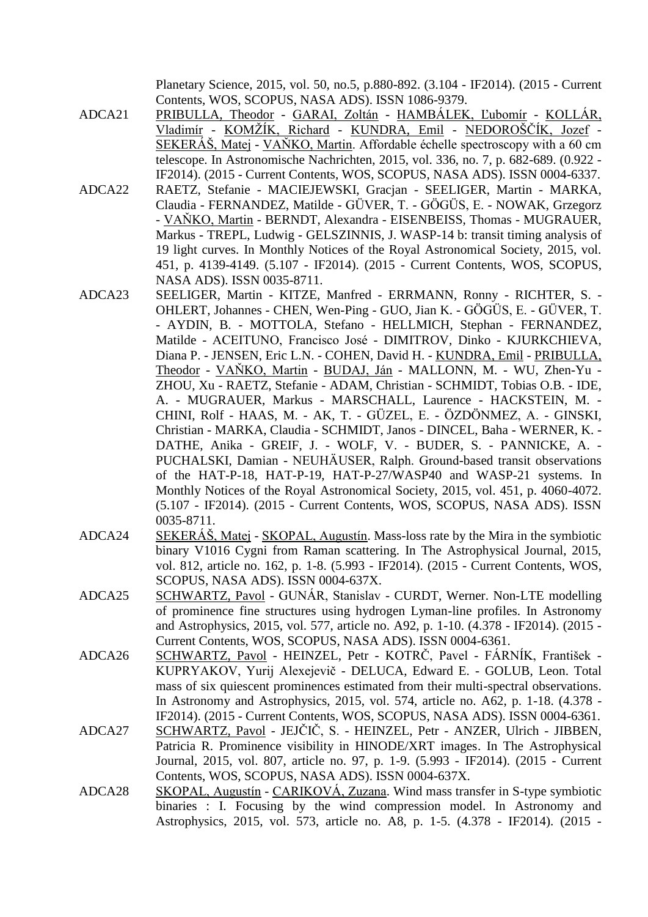Planetary Science, 2015, vol. 50, no.5, p.880-892. (3.104 - IF2014). (2015 - Current Contents, WOS, SCOPUS, NASA ADS). ISSN 1086-9379.

ADCA21 PRIBULLA, Theodor - GARAI, Zoltán - HAMBÁLEK, Ľubomír - KOLLÁR, Vladimír - KOMŽÍK, Richard - KUNDRA, Emil - NEDOROŠČÍK, Jozef - SEKERÁŠ, Matej - VAŇKO, Martin. Affordable échelle spectroscopy with a 60 cm telescope. In Astronomische Nachrichten, 2015, vol. 336, no. 7, p. 682-689. (0.922 - IF2014). (2015 - Current Contents, WOS, SCOPUS, NASA ADS). ISSN 0004-6337.

ADCA22 RAETZ, Stefanie - MACIEJEWSKI, Gracjan - SEELIGER, Martin - MARKA, Claudia - FERNANDEZ, Matilde - GÜVER, T. - GÖGÜS, E. - NOWAK, Grzegorz - VAŇKO, Martin - BERNDT, Alexandra - EISENBEISS, Thomas - MUGRAUER, Markus - TREPL, Ludwig - GELSZINNIS, J. WASP-14 b: transit timing analysis of 19 light curves. In Monthly Notices of the Royal Astronomical Society, 2015, vol. 451, p. 4139-4149. (5.107 - IF2014). (2015 - Current Contents, WOS, SCOPUS, NASA ADS). ISSN 0035-8711.

ADCA23 SEELIGER, Martin - KITZE, Manfred - ERRMANN, Ronny - RICHTER, S. - OHLERT, Johannes - CHEN, Wen-Ping - GUO, Jian K. - GÖGÜS, E. - GÜVER, T. - AYDIN, B. - MOTTOLA, Stefano - HELLMICH, Stephan - FERNANDEZ, Matilde - ACEITUNO, Francisco José - DIMITROV, Dinko - KJURKCHIEVA, Diana P. - JENSEN, Eric L.N. - COHEN, David H. - KUNDRA, Emil - PRIBULLA, Theodor - VAŇKO, Martin - BUDAJ, Ján - MALLONN, M. - WU, Zhen-Yu - ZHOU, Xu - RAETZ, Stefanie - ADAM, Christian - SCHMIDT, Tobias O.B. - IDE, A. - MUGRAUER, Markus - MARSCHALL, Laurence - HACKSTEIN, M. - CHINI, Rolf - HAAS, M. - AK, T. - GÜZEL, E. - ÖZDÖNMEZ, A. - GINSKI, Christian - MARKA, Claudia - SCHMIDT, Janos - DINCEL, Baha - WERNER, K. - DATHE, Anika - GREIF, J. - WOLF, V. - BUDER, S. - PANNICKE, A. - PUCHALSKI, Damian - NEUHÄUSER, Ralph. Ground-based transit observations of the HAT-P-18, HAT-P-19, HAT-P-27/WASP40 and WASP-21 systems. In Monthly Notices of the Royal Astronomical Society, 2015, vol. 451, p. 4060-4072. (5.107 - IF2014). (2015 - Current Contents, WOS, SCOPUS, NASA ADS). ISSN 0035-8711.

ADCA24 SEKERÁŠ, Matej - SKOPAL, Augustín. Mass-loss rate by the Mira in the symbiotic binary V1016 Cygni from Raman scattering. In The Astrophysical Journal, 2015, vol. 812, article no. 162, p. 1-8. (5.993 - IF2014). (2015 - Current Contents, WOS, SCOPUS, NASA ADS). ISSN 0004-637X.

ADCA25 SCHWARTZ, Pavol - GUNÁR, Stanislav - CURDT, Werner. Non-LTE modelling of prominence fine structures using hydrogen Lyman-line profiles. In Astronomy and Astrophysics, 2015, vol. 577, article no. A92, p. 1-10. (4.378 - IF2014). (2015 - Current Contents, WOS, SCOPUS, NASA ADS). ISSN 0004-6361.

ADCA26 SCHWARTZ, Pavol - HEINZEL, Petr - KOTRČ, Pavel - FÁRNÍK, František - KUPRYAKOV, Yurij Alexejevič - DELUCA, Edward E. - GOLUB, Leon. Total mass of six quiescent prominences estimated from their multi-spectral observations. In Astronomy and Astrophysics, 2015, vol. 574, article no. A62, p. 1-18. (4.378 - IF2014). (2015 - Current Contents, WOS, SCOPUS, NASA ADS). ISSN 0004-6361.

ADCA27 SCHWARTZ, Pavol - JEJČIČ, S. - HEINZEL, Petr - ANZER, Ulrich - JIBBEN, Patricia R. Prominence visibility in HINODE/XRT images. In The Astrophysical Journal, 2015, vol. 807, article no. 97, p. 1-9. (5.993 - IF2014). (2015 - Current Contents, WOS, SCOPUS, NASA ADS). ISSN 0004-637X.

ADCA28 SKOPAL, Augustín - CARIKOVÁ, Zuzana. Wind mass transfer in S-type symbiotic binaries : I. Focusing by the wind compression model. In Astronomy and Astrophysics, 2015, vol. 573, article no. A8, p. 1-5. (4.378 - IF2014). (2015 -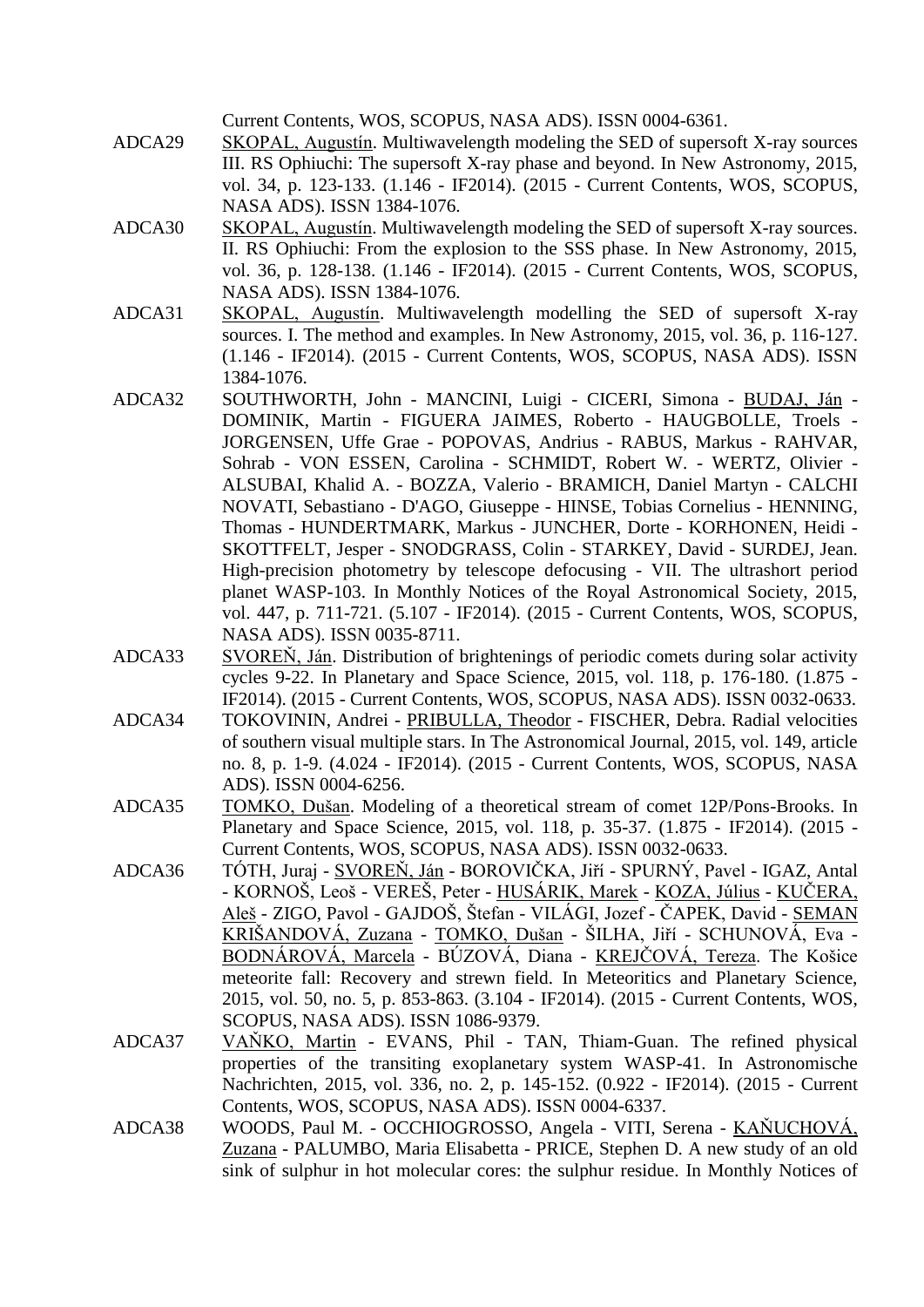Current Contents, WOS, SCOPUS, NASA ADS). ISSN 0004-6361.

ADCA29 SKOPAL, Augustín. Multiwavelength modeling the SED of supersoft X-ray sources III. RS Ophiuchi: The supersoft X-ray phase and beyond. In New Astronomy, 2015, vol. 34, p. 123-133. (1.146 - IF2014). (2015 - Current Contents, WOS, SCOPUS, NASA ADS). ISSN 1384-1076.

ADCA30 SKOPAL, Augustín. Multiwavelength modeling the SED of supersoft X-ray sources. II. RS Ophiuchi: From the explosion to the SSS phase. In New Astronomy, 2015, vol. 36, p. 128-138. (1.146 - IF2014). (2015 - Current Contents, WOS, SCOPUS, NASA ADS). ISSN 1384-1076.

ADCA31 SKOPAL, Augustín. Multiwavelength modelling the SED of supersoft X-ray sources. I. The method and examples. In New Astronomy, 2015, vol. 36, p. 116-127. (1.146 - IF2014). (2015 - Current Contents, WOS, SCOPUS, NASA ADS). ISSN 1384-1076.

ADCA32 SOUTHWORTH, John - MANCINI, Luigi - CICERI, Simona - BUDAJ, Ján - DOMINIK, Martin - FIGUERA JAIMES, Roberto - HAUGBOLLE, Troels - JORGENSEN, Uffe Grae - POPOVAS, Andrius - RABUS, Markus - RAHVAR, Sohrab - VON ESSEN, Carolina - SCHMIDT, Robert W. - WERTZ, Olivier - ALSUBAI, Khalid A. - BOZZA, Valerio - BRAMICH, Daniel Martyn - CALCHI NOVATI, Sebastiano - D'AGO, Giuseppe - HINSE, Tobias Cornelius - HENNING, Thomas - HUNDERTMARK, Markus - JUNCHER, Dorte - KORHONEN, Heidi - SKOTTFELT, Jesper - SNODGRASS, Colin - STARKEY, David - SURDEJ, Jean. High-precision photometry by telescope defocusing - VII. The ultrashort period planet WASP-103. In Monthly Notices of the Royal Astronomical Society, 2015, vol. 447, p. 711-721. (5.107 - IF2014). (2015 - Current Contents, WOS, SCOPUS, NASA ADS). ISSN 0035-8711.

ADCA33 SVOREŇ, Ján. Distribution of brightenings of periodic comets during solar activity cycles 9-22. In Planetary and Space Science, 2015, vol. 118, p. 176-180. (1.875 - IF2014). (2015 - Current Contents, WOS, SCOPUS, NASA ADS). ISSN 0032-0633.

ADCA34 TOKOVININ, Andrei - PRIBULLA, Theodor - FISCHER, Debra. Radial velocities of southern visual multiple stars. In The Astronomical Journal, 2015, vol. 149, article no. 8, p. 1-9. (4.024 - IF2014). (2015 - Current Contents, WOS, SCOPUS, NASA ADS). ISSN 0004-6256.

ADCA35 TOMKO, Dušan. Modeling of a theoretical stream of comet 12P/Pons-Brooks. In Planetary and Space Science, 2015, vol. 118, p. 35-37. (1.875 - IF2014). (2015 - Current Contents, WOS, SCOPUS, NASA ADS). ISSN 0032-0633.

ADCA36 TÓTH, Juraj - SVOREŇ, Ján - BOROVIČKA, Jiří - SPURNÝ, Pavel - IGAZ, Antal - KORNOŠ, Leoš - VEREŠ, Peter - HUSÁRIK, Marek - KOZA, Július - KUČERA, Aleš - ZIGO, Pavol - GAJDOŠ, Štefan - VILÁGI, Jozef - ČAPEK, David - SEMAN KRIŠANDOVÁ, Zuzana - TOMKO, Dušan - ŠILHA, Jiří - SCHUNOVÁ, Eva - BODNÁROVÁ, Marcela - BÚZOVÁ, Diana - KREJČOVÁ, Tereza. The Košice meteorite fall: Recovery and strewn field. In Meteoritics and Planetary Science, 2015, vol. 50, no. 5, p. 853-863. (3.104 - IF2014). (2015 - Current Contents, WOS, SCOPUS, NASA ADS). ISSN 1086-9379.

ADCA37 VAŇKO, Martin - EVANS, Phil - TAN, Thiam-Guan. The refined physical properties of the transiting exoplanetary system WASP-41. In Astronomische Nachrichten, 2015, vol. 336, no. 2, p. 145-152. (0.922 - IF2014). (2015 - Current Contents, WOS, SCOPUS, NASA ADS). ISSN 0004-6337.

ADCA38 WOODS, Paul M. - OCCHIOGROSSO, Angela - VITI, Serena - KAŇUCHOVÁ, Zuzana - PALUMBO, Maria Elisabetta - PRICE, Stephen D. A new study of an old sink of sulphur in hot molecular cores: the sulphur residue. In Monthly Notices of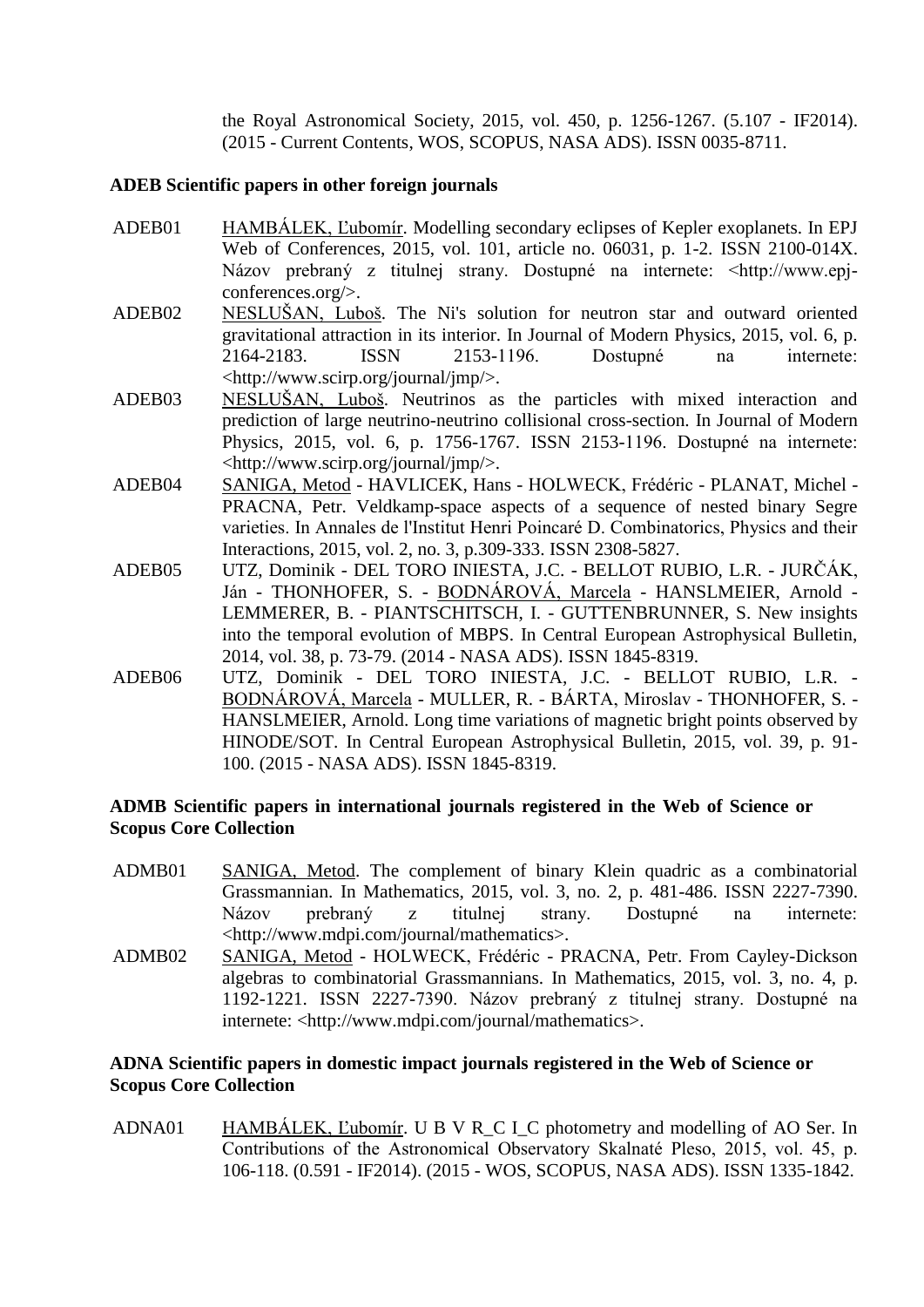the Royal Astronomical Society, 2015, vol. 450, p. 1256-1267. (5.107 - IF2014). (2015 - Current Contents, WOS, SCOPUS, NASA ADS). ISSN 0035-8711.

**ADEB Scientific papers in other foreign journals**

ADEB01 HAMBÁLEK, Ľubomír. Modelling secondary eclipses of Kepler exoplanets. In EPJ Web of Conferences, 2015, vol. 101, article no. 06031, p. 1-2. ISSN 2100-014X. Názov prebraný z titulnej strany. Dostupné na internete: <http://www.epj-conferences.org/>.

ADEB02 NESLUŠAN, Luboš. The Ni's solution for neutron star and outward oriented gravitational attraction in its interior. In Journal of Modern Physics, 2015, vol. 6, p. 2164-2183. ISSN 2153-1196. Dostupné na internete: <http://www.scirp.org/journal/jmp/>.

ADEB03 NESLUŠAN, Luboš. Neutrinos as the particles with mixed interaction and prediction of large neutrino-neutrino collisional cross-section. In Journal of Modern Physics, 2015, vol. 6, p. 1756-1767. ISSN 2153-1196. Dostupné na internete: <http://www.scirp.org/journal/jmp/>.

ADEB04 SANIGA, Metod - HAVLICEK, Hans - HOLWECK, Frédéric - PLANAT, Michel - PRACNA, Petr. Veldkamp-space aspects of a sequence of nested binary Segre varieties. In Annales de l'Institut Henri Poincaré D. Combinatorics, Physics and their Interactions, 2015, vol. 2, no. 3, p.309-333. ISSN 2308-5827.

ADEB05 UTZ, Dominik - DEL TORO INIESTA, J.C. - BELLOT RUBIO, L.R. - JURČÁK, Ján - THONHOFER, S. - BODNÁROVÁ, Marcela - HANSLMEIER, Arnold - LEMMERER, B. - PIANTSCHITSCH, I. - GUTTENBRUNNER, S. New insights into the temporal evolution of MBPS. In Central European Astrophysical Bulletin, 2014, vol. 38, p. 73-79. (2014 - NASA ADS). ISSN 1845-8319.

ADEB06 UTZ, Dominik - DEL TORO INIESTA, J.C. - BELLOT RUBIO, L.R. - BODNÁROVÁ, Marcela - MULLER, R. - BÁRTA, Miroslav - THONHOFER, S. - HANSLMEIER, Arnold. Long time variations of magnetic bright points observed by HINODE/SOT. In Central European Astrophysical Bulletin, 2015, vol. 39, p. 91-100. (2015 - NASA ADS). ISSN 1845-8319.

**ADMB Scientific papers in international journals registered in the Web of Science or Scopus Core Collection**

ADMB01 SANIGA, Metod. The complement of binary Klein quadric as a combinatorial Grassmannian. In Mathematics, 2015, vol. 3, no. 2, p. 481-486. ISSN 2227-7390. Názov prebraný z titulnej strany. Dostupné na internete: <http://www.mdpi.com/journal/mathematics>.

ADMB02 SANIGA, Metod - HOLWECK, Frédéric - PRACNA, Petr. From Cayley-Dickson algebras to combinatorial Grassmannians. In Mathematics, 2015, vol. 3, no. 4, p. 1192-1221. ISSN 2227-7390. Názov prebraný z titulnej strany. Dostupné na internete: <http://www.mdpi.com/journal/mathematics>.

**ADNA Scientific papers in domestic impact journals registered in the Web of Science or Scopus Core Collection**

ADNA01 HAMBÁLEK, Ľubomír. U B V R_C I_C photometry and modelling of AO Ser. In Contributions of the Astronomical Observatory Skalnaté Pleso, 2015, vol. 45, p. 106-118. (0.591 - IF2014). (2015 - WOS, SCOPUS, NASA ADS). ISSN 1335-1842.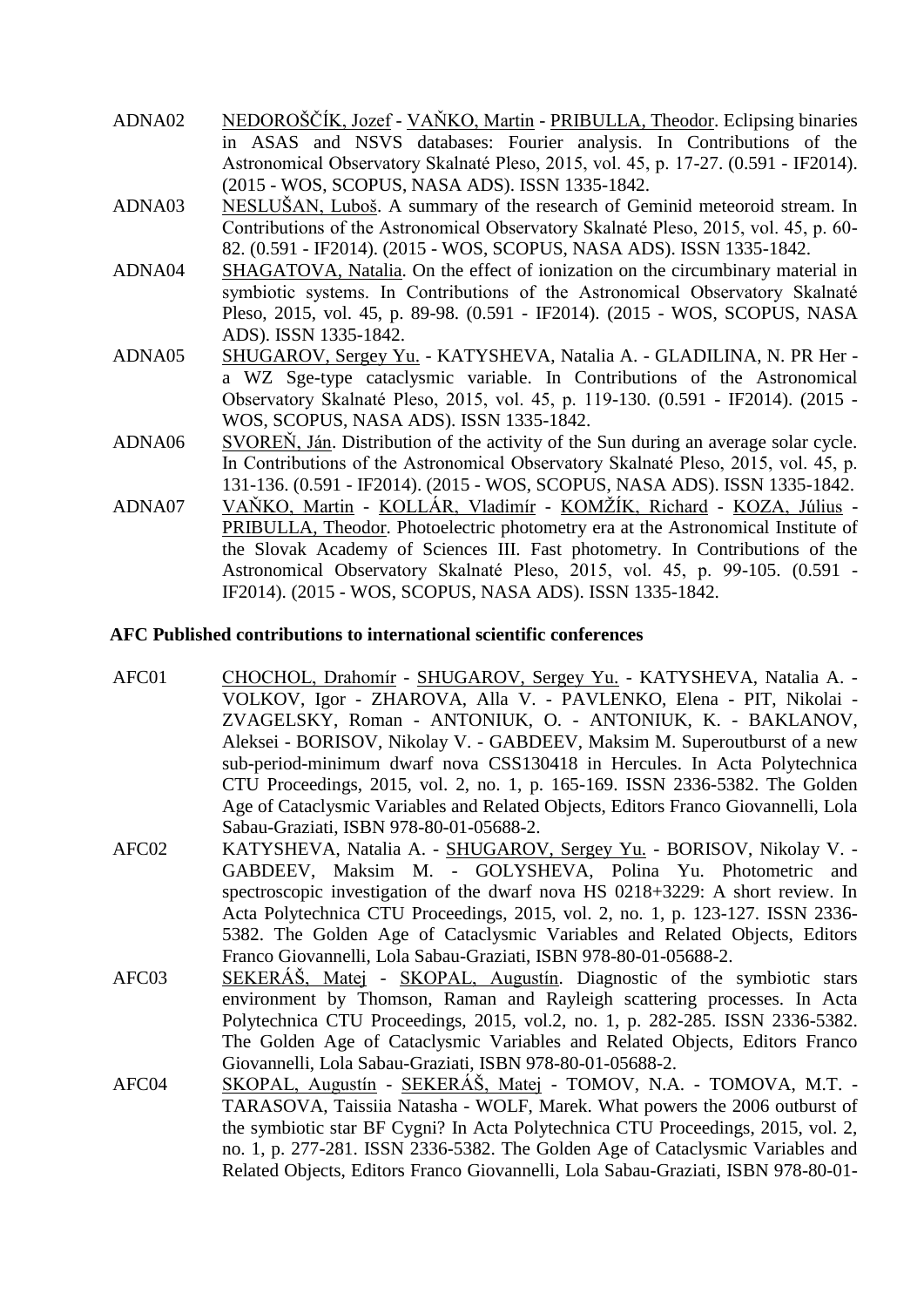ADNA02 NEDOROŠČÍK, Jozef - VAŇKO, Martin - PRIBULLA, Theodor. Eclipsing binaries in ASAS and NSVS databases: Fourier analysis. In Contributions of the Astronomical Observatory Skalnaté Pleso, 2015, vol. 45, p. 17-27. (0.591 - IF2014). (2015 - WOS, SCOPUS, NASA ADS). ISSN 1335-1842.

ADNA03 NESLUŠAN, Luboš. A summary of the research of Geminid meteoroid stream. In Contributions of the Astronomical Observatory Skalnaté Pleso, 2015, vol. 45, p. 60-82. (0.591 - IF2014). (2015 - WOS, SCOPUS, NASA ADS). ISSN 1335-1842.

ADNA04 SHAGATOVA, Natalia. On the effect of ionization on the circumbinary material in symbiotic systems. In Contributions of the Astronomical Observatory Skalnaté Pleso, 2015, vol. 45, p. 89-98. (0.591 - IF2014). (2015 - WOS, SCOPUS, NASA ADS). ISSN 1335-1842.

ADNA05 SHUGAROV, Sergey Yu. - KATYSHEVA, Natalia A. - GLADILINA, N. PR Her - a WZ Sge-type cataclysmic variable. In Contributions of the Astronomical Observatory Skalnaté Pleso, 2015, vol. 45, p. 119-130. (0.591 - IF2014). (2015 - WOS, SCOPUS, NASA ADS). ISSN 1335-1842.

ADNA06 SVOREŇ, Ján. Distribution of the activity of the Sun during an average solar cycle. In Contributions of the Astronomical Observatory Skalnaté Pleso, 2015, vol. 45, p. 131-136. (0.591 - IF2014). (2015 - WOS, SCOPUS, NASA ADS). ISSN 1335-1842.

ADNA07 VAŇKO, Martin - KOLLÁR, Vladimír - KOMŽÍK, Richard - KOZA, Július - PRIBULLA, Theodor. Photoelectric photometry era at the Astronomical Institute of the Slovak Academy of Sciences III. Fast photometry. In Contributions of the Astronomical Observatory Skalnaté Pleso, 2015, vol. 45, p. 99-105. (0.591 - IF2014). (2015 - WOS, SCOPUS, NASA ADS). ISSN 1335-1842.

**AFC Published contributions to international scientific conferences**

AFC01 CHOCHOL, Drahomír - SHUGAROV, Sergey Yu. - KATYSHEVA, Natalia A. - VOLKOV, Igor - ZHAROVA, Alla V. - PAVLENKO, Elena - PIT, Nikolai - ZVAGELSKY, Roman - ANTONIUK, O. - ANTONIUK, K. - BAKLANOV, Aleksei - BORISOV, Nikolay V. - GABDEEV, Maksim M. Superoutburst of a new sub-period-minimum dwarf nova CSS130418 in Hercules. In Acta Polytechnica CTU Proceedings, 2015, vol. 2, no. 1, p. 165-169. ISSN 2336-5382. The Golden Age of Cataclysmic Variables and Related Objects, Editors Franco Giovannelli, Lola Sabau-Graziati, ISBN 978-80-01-05688-2.

AFC02 KATYSHEVA, Natalia A. - SHUGAROV, Sergey Yu. - BORISOV, Nikolay V. - GABDEEV, Maksim M. - GOLYSHEVA, Polina Yu. Photometric and spectroscopic investigation of the dwarf nova HS 0218+3229: A short review. In Acta Polytechnica CTU Proceedings, 2015, vol. 2, no. 1, p. 123-127. ISSN 2336-5382. The Golden Age of Cataclysmic Variables and Related Objects, Editors Franco Giovannelli, Lola Sabau-Graziati, ISBN 978-80-01-05688-2.

AFC03 SEKERÁŠ, Matej - SKOPAL, Augustín. Diagnostic of the symbiotic stars environment by Thomson, Raman and Rayleigh scattering processes. In Acta Polytechnica CTU Proceedings, 2015, vol.2, no. 1, p. 282-285. ISSN 2336-5382. The Golden Age of Cataclysmic Variables and Related Objects, Editors Franco Giovannelli, Lola Sabau-Graziati, ISBN 978-80-01-05688-2.

AFC04 SKOPAL, Augustín - SEKERÁŠ, Matej - TOMOV, N.A. - TOMOVA, M.T. - TARASOVA, Taissiia Natasha - WOLF, Marek. What powers the 2006 outburst of the symbiotic star BF Cygni? In Acta Polytechnica CTU Proceedings, 2015, vol. 2, no. 1, p. 277-281. ISSN 2336-5382. The Golden Age of Cataclysmic Variables and Related Objects, Editors Franco Giovannelli, Lola Sabau-Graziati, ISBN 978-80-01-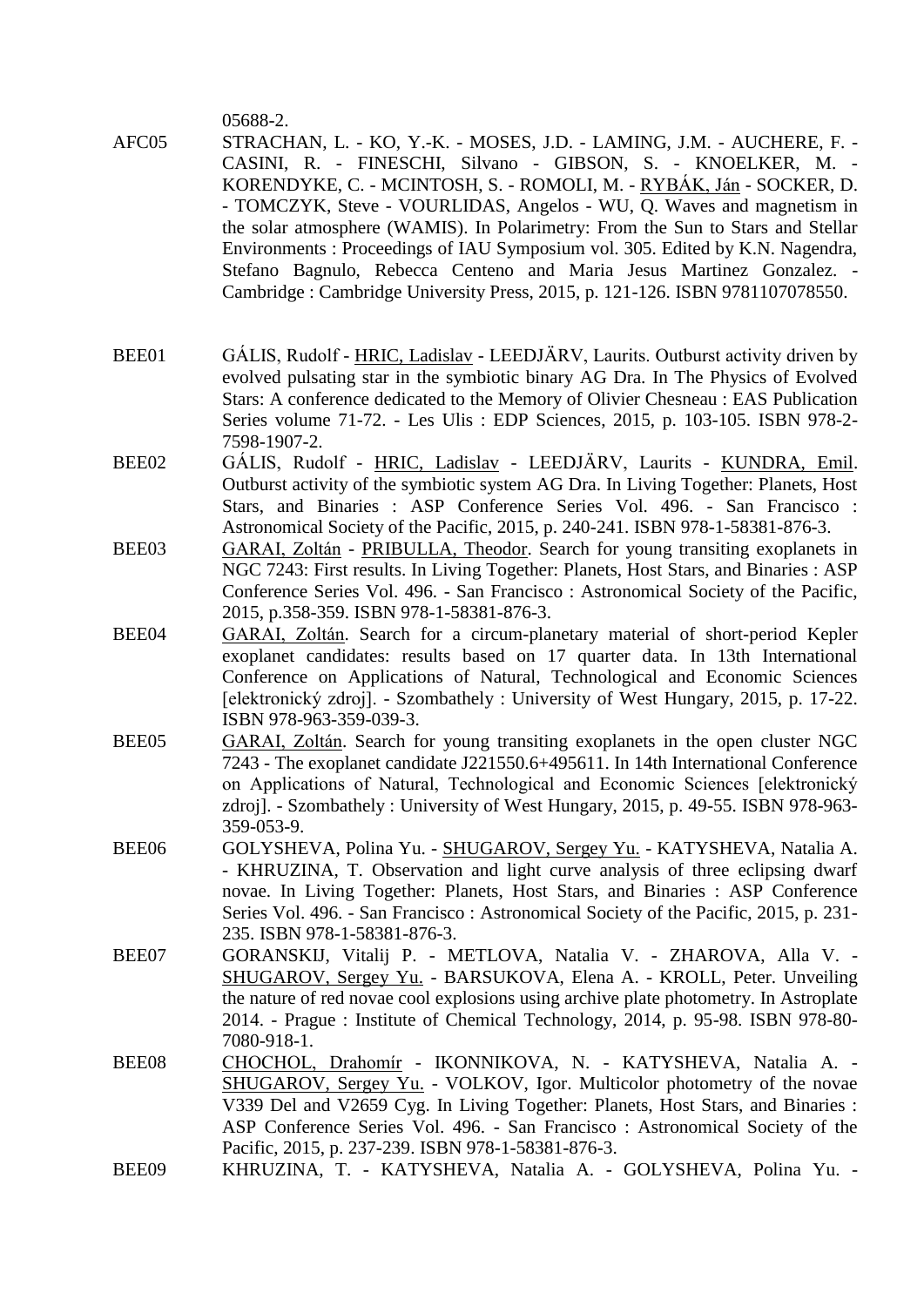05688-2.

AFC05 STRACHAN, L. - KO, Y.-K. - MOSES, J.D. - LAMING, J.M. - AUCHERE, F. - CASINI, R. - FINESCHI, Silvano - GIBSON, S. - KNOELKER, M. - KORENDYKE, C. - MCINTOSH, S. - ROMOLI, M. - RYBÁK, Ján - SOCKER, D. - TOMCZYK, Steve - VOURLIDAS, Angelos - WU, Q. Waves and magnetism in the solar atmosphere (WAMIS). In Polarimetry: From the Sun to Stars and Stellar Environments : Proceedings of IAU Symposium vol. 305. Edited by K.N. Nagendra, Stefano Bagnulo, Rebecca Centeno and Maria Jesus Martinez Gonzalez. - Cambridge : Cambridge University Press, 2015, p. 121-126. ISBN 9781107078550.

BEE01 GÁLIS, Rudolf - HRIC, Ladislav - LEEDJÄRV, Laurits. Outburst activity driven by evolved pulsating star in the symbiotic binary AG Dra. In The Physics of Evolved Stars: A conference dedicated to the Memory of Olivier Chesneau : EAS Publication Series volume 71-72. - Les Ulis : EDP Sciences, 2015, p. 103-105. ISBN 978-2-7598-1907-2.

BEE02 GÁLIS, Rudolf - HRIC, Ladislav - LEEDJÄRV, Laurits - KUNDRA, Emil. Outburst activity of the symbiotic system AG Dra. In Living Together: Planets, Host Stars, and Binaries : ASP Conference Series Vol. 496. - San Francisco : Astronomical Society of the Pacific, 2015, p. 240-241. ISBN 978-1-58381-876-3.

BEE03 GARAI, Zoltán - PRIBULLA, Theodor. Search for young transiting exoplanets in NGC 7243: First results. In Living Together: Planets, Host Stars, and Binaries : ASP Conference Series Vol. 496. - San Francisco : Astronomical Society of the Pacific, 2015, p.358-359. ISBN 978-1-58381-876-3.

BEE04 GARAI, Zoltán. Search for a circum-planetary material of short-period Kepler exoplanet candidates: results based on 17 quarter data. In 13th International Conference on Applications of Natural, Technological and Economic Sciences [elektronický zdroj]. - Szombathely : University of West Hungary, 2015, p. 17-22. ISBN 978-963-359-039-3.

BEE05 GARAI, Zoltán. Search for young transiting exoplanets in the open cluster NGC 7243 - The exoplanet candidate J221550.6+495611. In 14th International Conference on Applications of Natural, Technological and Economic Sciences [elektronický zdroj]. - Szombathely : University of West Hungary, 2015, p. 49-55. ISBN 978-963-359-053-9.

BEE06 GOLYSHEVA, Polina Yu. - SHUGAROV, Sergey Yu. - KATYSHEVA, Natalia A. - KHRUZINA, T. Observation and light curve analysis of three eclipsing dwarf novae. In Living Together: Planets, Host Stars, and Binaries : ASP Conference Series Vol. 496. - San Francisco : Astronomical Society of the Pacific, 2015, p. 231-235. ISBN 978-1-58381-876-3.

BEE07 GORANSKIJ, Vitalij P. - METLOVA, Natalia V. - ZHAROVA, Alla V. - SHUGAROV, Sergey Yu. - BARSUKOVA, Elena A. - KROLL, Peter. Unveiling the nature of red novae cool explosions using archive plate photometry. In Astroplate 2014. - Prague : Institute of Chemical Technology, 2014, p. 95-98. ISBN 978-80-7080-918-1.

BEE08 CHOCHOL, Drahomír - IKONNIKOVA, N. - KATYSHEVA, Natalia A. - SHUGAROV, Sergey Yu. - VOLKOV, Igor. Multicolor photometry of the novae V339 Del and V2659 Cyg. In Living Together: Planets, Host Stars, and Binaries : ASP Conference Series Vol. 496. - San Francisco : Astronomical Society of the Pacific, 2015, p. 237-239. ISBN 978-1-58381-876-3.

BEE09 KHRUZINA, T. - KATYSHEVA, Natalia A. - GOLYSHEVA, Polina Yu. -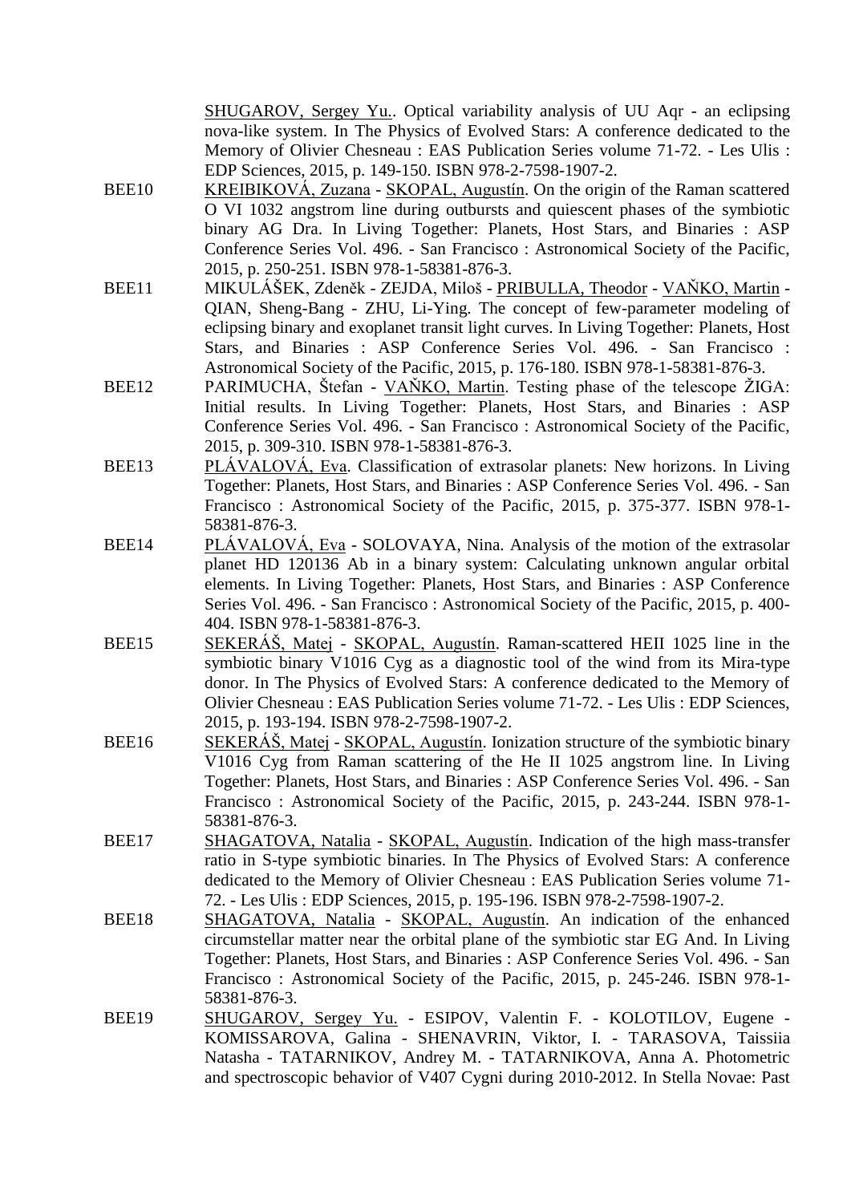SHUGAROV, Sergey Yu.. Optical variability analysis of UU Aqr - an eclipsing nova-like system. In The Physics of Evolved Stars: A conference dedicated to the Memory of Olivier Chesneau : EAS Publication Series volume 71-72. - Les Ulis : EDP Sciences, 2015, p. 149-150. ISBN 978-2-7598-1907-2.

BEE10 KREIBIKOVÁ, Zuzana - SKOPAL, Augustín. On the origin of the Raman scattered O VI 1032 angstrom line during outbursts and quiescent phases of the symbiotic binary AG Dra. In Living Together: Planets, Host Stars, and Binaries : ASP Conference Series Vol. 496. - San Francisco : Astronomical Society of the Pacific, 2015, p. 250-251. ISBN 978-1-58381-876-3.

BEE11 MIKULÁŠEK, Zdeněk - ZEJDA, Miloš - PRIBULLA, Theodor - VAŇKO, Martin - QIAN, Sheng-Bang - ZHU, Li-Ying. The concept of few-parameter modeling of eclipsing binary and exoplanet transit light curves. In Living Together: Planets, Host Stars, and Binaries : ASP Conference Series Vol. 496. - San Francisco : Astronomical Society of the Pacific, 2015, p. 176-180. ISBN 978-1-58381-876-3.

BEE12 PARIMUCHA, Štefan - VAŇKO, Martin. Testing phase of the telescope ŽIGA: Initial results. In Living Together: Planets, Host Stars, and Binaries : ASP Conference Series Vol. 496. - San Francisco : Astronomical Society of the Pacific, 2015, p. 309-310. ISBN 978-1-58381-876-3.

BEE13 PLÁVALOVÁ, Eva. Classification of extrasolar planets: New horizons. In Living Together: Planets, Host Stars, and Binaries : ASP Conference Series Vol. 496. - San Francisco : Astronomical Society of the Pacific, 2015, p. 375-377. ISBN 978-1-58381-876-3.

BEE14 PLÁVALOVÁ, Eva - SOLOVAYA, Nina. Analysis of the motion of the extrasolar planet HD 120136 Ab in a binary system: Calculating unknown angular orbital elements. In Living Together: Planets, Host Stars, and Binaries : ASP Conference Series Vol. 496. - San Francisco : Astronomical Society of the Pacific, 2015, p. 400-404. ISBN 978-1-58381-876-3.

BEE15 SEKERÁŠ, Matej - SKOPAL, Augustín. Raman-scattered HEII 1025 line in the symbiotic binary V1016 Cyg as a diagnostic tool of the wind from its Mira-type donor. In The Physics of Evolved Stars: A conference dedicated to the Memory of Olivier Chesneau : EAS Publication Series volume 71-72. - Les Ulis : EDP Sciences, 2015, p. 193-194. ISBN 978-2-7598-1907-2.

BEE16 SEKERÁŠ, Matej - SKOPAL, Augustín. Ionization structure of the symbiotic binary V1016 Cyg from Raman scattering of the He II 1025 angstrom line. In Living Together: Planets, Host Stars, and Binaries : ASP Conference Series Vol. 496. - San Francisco : Astronomical Society of the Pacific, 2015, p. 243-244. ISBN 978-1-58381-876-3.

BEE17 SHAGATOVA, Natalia - SKOPAL, Augustín. Indication of the high mass-transfer ratio in S-type symbiotic binaries. In The Physics of Evolved Stars: A conference dedicated to the Memory of Olivier Chesneau : EAS Publication Series volume 71-72. - Les Ulis : EDP Sciences, 2015, p. 195-196. ISBN 978-2-7598-1907-2.

BEE18 SHAGATOVA, Natalia - SKOPAL, Augustín. An indication of the enhanced circumstellar matter near the orbital plane of the symbiotic star EG And. In Living Together: Planets, Host Stars, and Binaries : ASP Conference Series Vol. 496. - San Francisco : Astronomical Society of the Pacific, 2015, p. 245-246. ISBN 978-1-58381-876-3.

BEE19 SHUGAROV, Sergey Yu. - ESIPOV, Valentin F. - KOLOTILOV, Eugene - KOMISSAROVA, Galina - SHENAVRIN, Viktor, I. - TARASOVA, Taissiia Natasha - TATARNIKOV, Andrey M. - TATARNIKOVA, Anna A. Photometric and spectroscopic behavior of V407 Cygni during 2010-2012. In Stella Novae: Past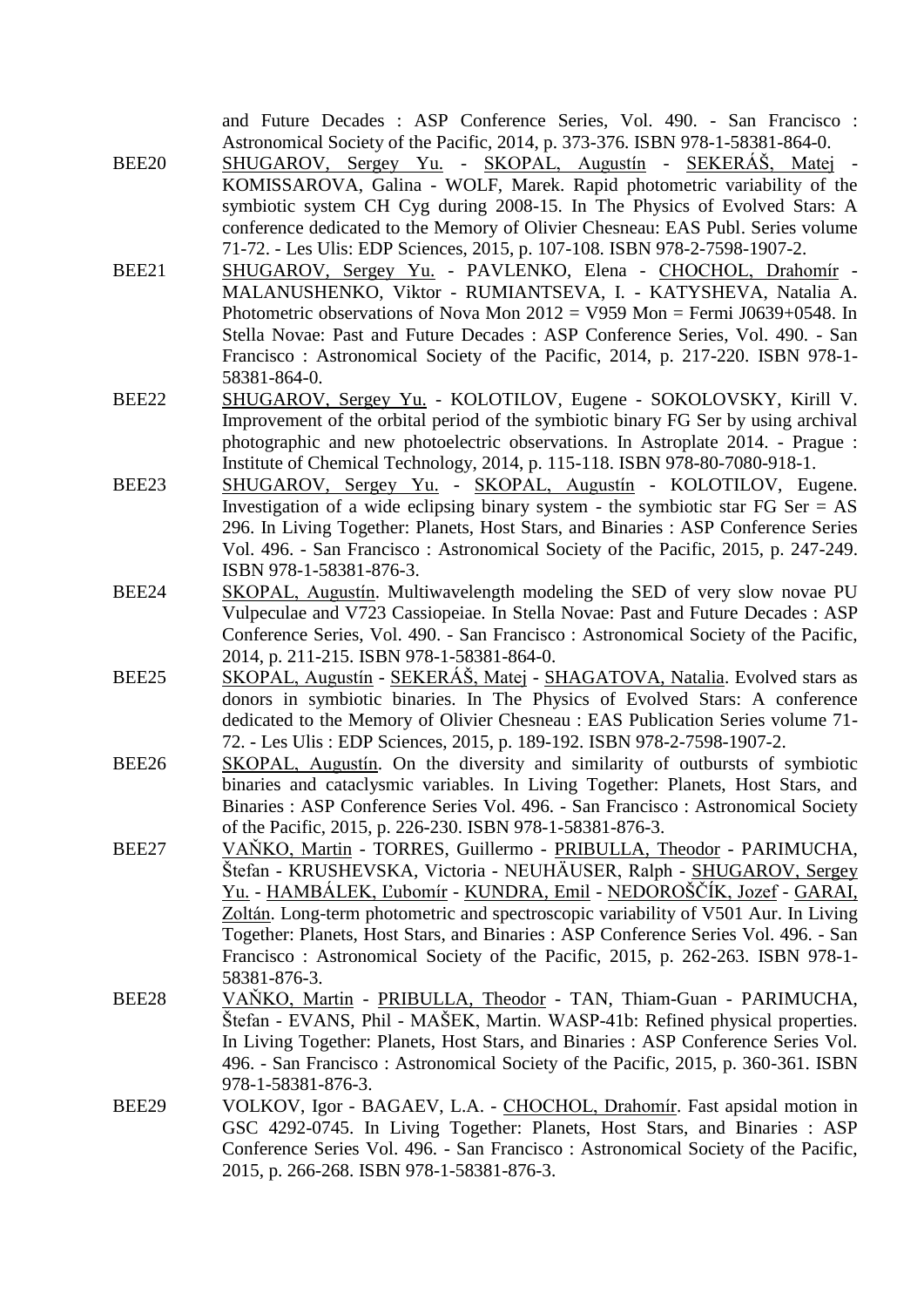and Future Decades : ASP Conference Series, Vol. 490. - San Francisco : Astronomical Society of the Pacific, 2014, p. 373-376. ISBN 978-1-58381-864-0.

BEE20 SHUGAROV, Sergey Yu. - SKOPAL, Augustín - SEKERÁŠ, Matej - KOMISSAROVA, Galina - WOLF, Marek. Rapid photometric variability of the symbiotic system CH Cyg during 2008-15. In The Physics of Evolved Stars: A conference dedicated to the Memory of Olivier Chesneau: EAS Publ. Series volume 71-72. - Les Ulis: EDP Sciences, 2015, p. 107-108. ISBN 978-2-7598-1907-2.

BEE21 SHUGAROV, Sergey Yu. - PAVLENKO, Elena - CHOCHOL, Drahomír - MALANUSHENKO, Viktor - RUMIANTSEVA, I. - KATYSHEVA, Natalia A. Photometric observations of Nova Mon 2012 = V959 Mon = Fermi J0639+0548. In Stella Novae: Past and Future Decades : ASP Conference Series, Vol. 490. - San Francisco : Astronomical Society of the Pacific, 2014, p. 217-220. ISBN 978-1-58381-864-0.

BEE22 SHUGAROV, Sergey Yu. - KOLOTILOV, Eugene - SOKOLOVSKY, Kirill V. Improvement of the orbital period of the symbiotic binary FG Ser by using archival photographic and new photoelectric observations. In Astroplate 2014. - Prague : Institute of Chemical Technology, 2014, p. 115-118. ISBN 978-80-7080-918-1.

BEE23 SHUGAROV, Sergey Yu. - SKOPAL, Augustín - KOLOTILOV, Eugene. Investigation of a wide eclipsing binary system - the symbiotic star FG Ser = AS 296. In Living Together: Planets, Host Stars, and Binaries : ASP Conference Series Vol. 496. - San Francisco : Astronomical Society of the Pacific, 2015, p. 247-249. ISBN 978-1-58381-876-3.

BEE24 SKOPAL, Augustín. Multiwavelength modeling the SED of very slow novae PU Vulpeculae and V723 Cassiopeiae. In Stella Novae: Past and Future Decades : ASP Conference Series, Vol. 490. - San Francisco : Astronomical Society of the Pacific, 2014, p. 211-215. ISBN 978-1-58381-864-0.

BEE25 SKOPAL, Augustín - SEKERÁŠ, Matej - SHAGATOVA, Natalia. Evolved stars as donors in symbiotic binaries. In The Physics of Evolved Stars: A conference dedicated to the Memory of Olivier Chesneau : EAS Publication Series volume 71-72. - Les Ulis : EDP Sciences, 2015, p. 189-192. ISBN 978-2-7598-1907-2.

BEE26 SKOPAL, Augustín. On the diversity and similarity of outbursts of symbiotic binaries and cataclysmic variables. In Living Together: Planets, Host Stars, and Binaries : ASP Conference Series Vol. 496. - San Francisco : Astronomical Society of the Pacific, 2015, p. 226-230. ISBN 978-1-58381-876-3.

BEE27 VAŇKO, Martin - TORRES, Guillermo - PRIBULLA, Theodor - PARIMUCHA, Štefan - KRUSHEVSKA, Victoria - NEUHÄUSER, Ralph - SHUGAROV, Sergey Yu. - HAMBÁLEK, Ľubomír - KUNDRA, Emil - NEDOROŠČÍK, Jozef - GARAI, Zoltán. Long-term photometric and spectroscopic variability of V501 Aur. In Living Together: Planets, Host Stars, and Binaries : ASP Conference Series Vol. 496. - San Francisco : Astronomical Society of the Pacific, 2015, p. 262-263. ISBN 978-1-58381-876-3.

BEE28 VAŇKO, Martin - PRIBULLA, Theodor - TAN, Thiam-Guan - PARIMUCHA, Štefan - EVANS, Phil - MAŠEK, Martin. WASP-41b: Refined physical properties. In Living Together: Planets, Host Stars, and Binaries : ASP Conference Series Vol. 496. - San Francisco : Astronomical Society of the Pacific, 2015, p. 360-361. ISBN 978-1-58381-876-3.

BEE29 VOLKOV, Igor - BAGAEV, L.A. - CHOCHOL, Drahomír. Fast apsidal motion in GSC 4292-0745. In Living Together: Planets, Host Stars, and Binaries : ASP Conference Series Vol. 496. - San Francisco : Astronomical Society of the Pacific, 2015, p. 266-268. ISBN 978-1-58381-876-3.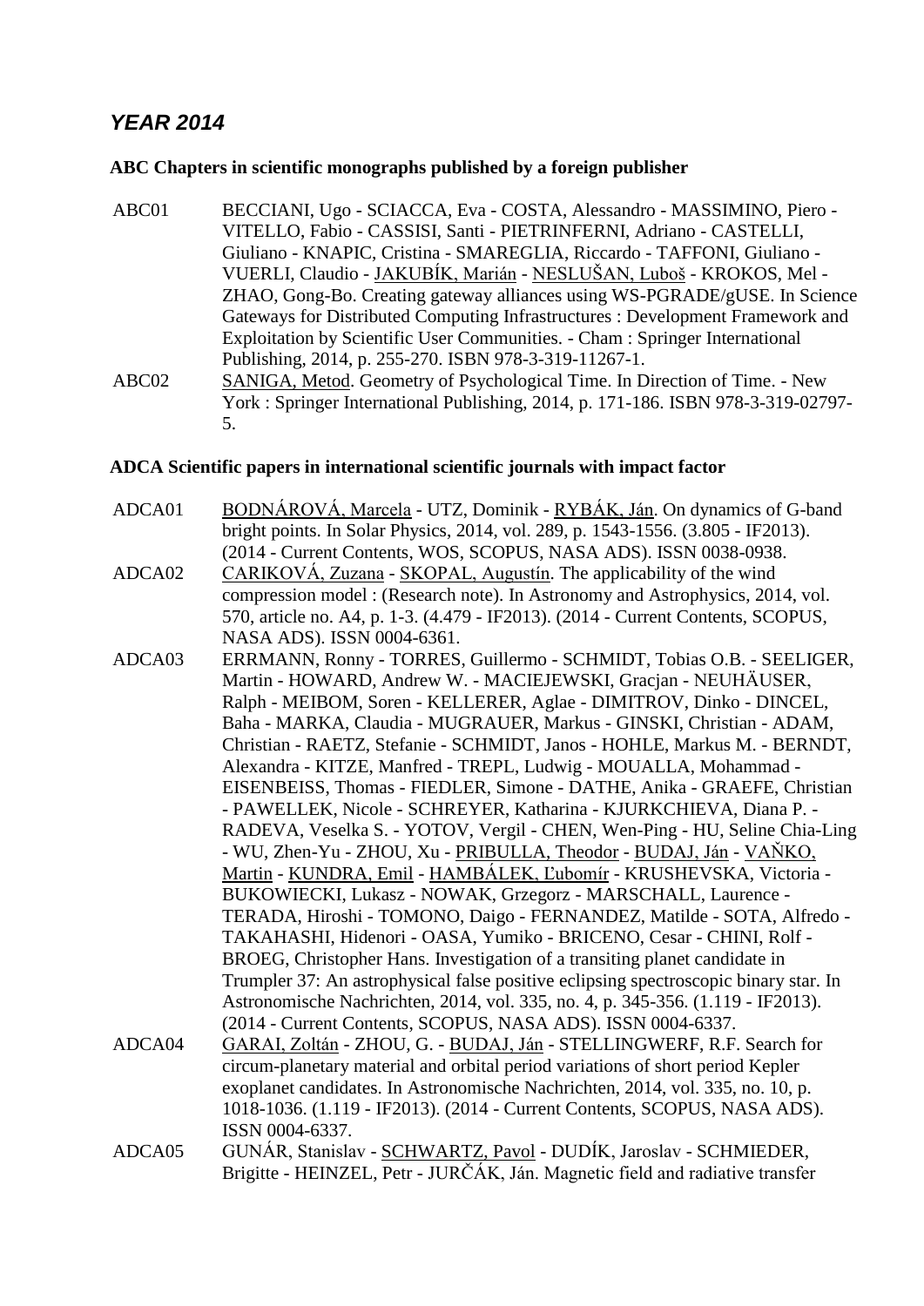## *YEAR 2014*

### ABC Chapters in scientific monographs published by a foreign publisher

ABC01 BECCIANI, Ugo - SCIACCA, Eva - COSTA, Alessandro - MASSIMINO, Piero - VITELLO, Fabio - CASSISI, Santi - PIETRINFERNI, Adriano - CASTELLI, Giuliano - KNAPIC, Cristina - SMAREGLIA, Riccardo - TAFFONI, Giuliano - VUERLI, Claudio - JAKUBÍK, Marián - NESLUŠAN, Luboš - KROKOS, Mel - ZHAO, Gong-Bo. Creating gateway alliances using WS-PGRADE/gUSE. In Science Gateways for Distributed Computing Infrastructures : Development Framework and Exploitation by Scientific User Communities. - Cham : Springer International Publishing, 2014, p. 255-270. ISBN 978-3-319-11267-1.

ABC02 SANIGA, Metod. Geometry of Psychological Time. In Direction of Time. - New York : Springer International Publishing, 2014, p. 171-186. ISBN 978-3-319-02797-5.

### ADCA Scientific papers in international scientific journals with impact factor

ADCA01 BODNÁROVÁ, Marcela - UTZ, Dominik - RYBÁK, Ján. On dynamics of G-band bright points. In Solar Physics, 2014, vol. 289, p. 1543-1556. (3.805 - IF2013). (2014 - Current Contents, WOS, SCOPUS, NASA ADS). ISSN 0038-0938.

ADCA02 CARIKOVÁ, Zuzana - SKOPAL, Augustín. The applicability of the wind compression model : (Research note). In Astronomy and Astrophysics, 2014, vol. 570, article no. A4, p. 1-3. (4.479 - IF2013). (2014 - Current Contents, SCOPUS, NASA ADS). ISSN 0004-6361.

ADCA03 ERRMANN, Ronny - TORRES, Guillermo - SCHMIDT, Tobias O.B. - SEELIGER, Martin - HOWARD, Andrew W. - MACIEJEWSKI, Gracjan - NEUHÄUSER, Ralph - MEIBOM, Soren - KELLERER, Aglae - DIMITROV, Dinko - DINCEL, Baha - MARKA, Claudia - MUGRAUER, Markus - GINSKI, Christian - ADAM, Christian - RAETZ, Stefanie - SCHMIDT, Janos - HOHLE, Markus M. - BERNDT, Alexandra - KITZE, Manfred - TREPL, Ludwig - MOUALLA, Mohammad - EISENBEISS, Thomas - FIEDLER, Simone - DATHE, Anika - GRAEFE, Christian - PAWELLEK, Nicole - SCHREYER, Katharina - KJURKCHIEVA, Diana P. - RADEVA, Veselka S. - YOTOV, Vergil - CHEN, Wen-Ping - HU, Seline Chia-Ling - WU, Zhen-Yu - ZHOU, Xu - PRIBULLA, Theodor - BUDAJ, Ján - VAŇKO, Martin - KUNDRA, Emil - HAMBÁLEK, Ľubomír - KRUSHEVSKA, Victoria - BUKOWIECKI, Lukasz - NOWAK, Grzegorz - MARSCHALL, Laurence - TERADA, Hiroshi - TOMONO, Daigo - FERNANDEZ, Matilde - SOTA, Alfredo - TAKAHASHI, Hidenori - OASA, Yumiko - BRICENO, Cesar - CHINI, Rolf - BROEG, Christopher Hans. Investigation of a transiting planet candidate in Trumpler 37: An astrophysical false positive eclipsing spectroscopic binary star. In Astronomische Nachrichten, 2014, vol. 335, no. 4, p. 345-356. (1.119 - IF2013). (2014 - Current Contents, SCOPUS, NASA ADS). ISSN 0004-6337.

ADCA04 GARAI, Zoltán - ZHOU, G. - BUDAJ, Ján - STELLINGWERF, R.F. Search for circum-planetary material and orbital period variations of short period Kepler exoplanet candidates. In Astronomische Nachrichten, 2014, vol. 335, no. 10, p. 1018-1036. (1.119 - IF2013). (2014 - Current Contents, SCOPUS, NASA ADS). ISSN 0004-6337.

ADCA05 GUNÁR, Stanislav - SCHWARTZ, Pavol - DUDÍK, Jaroslav - SCHMIEDER, Brigitte - HEINZEL, Petr - JURČÁK, Ján. Magnetic field and radiative transfer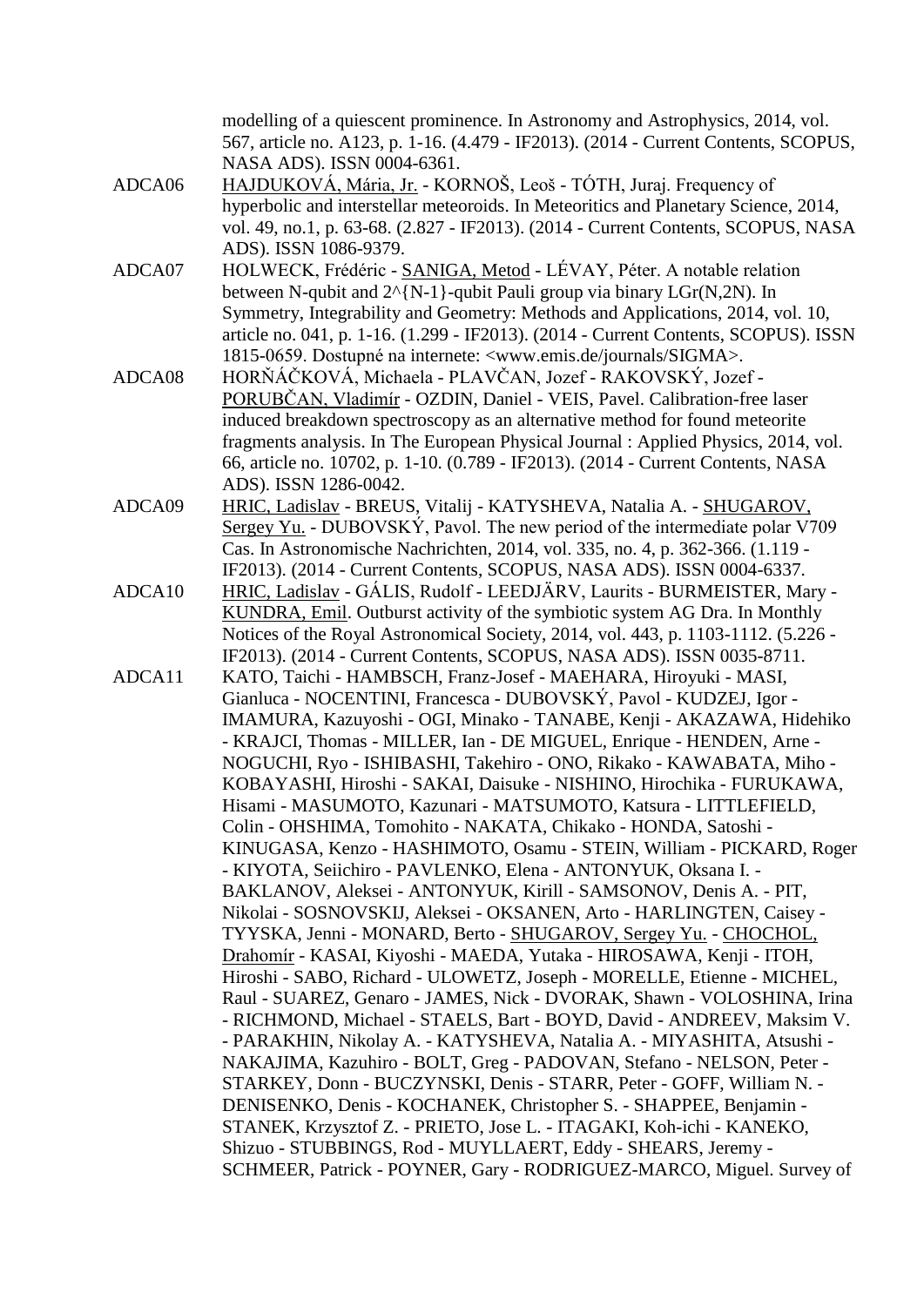modelling of a quiescent prominence. In Astronomy and Astrophysics, 2014, vol. 567, article no. A123, p. 1-16. (4.479 - IF2013). (2014 - Current Contents, SCOPUS, NASA ADS). ISSN 0004-6361.

ADCA06 HAJDUKOVÁ, Mária, Jr. - KORNOŠ, Leoš - TÓTH, Juraj. Frequency of hyperbolic and interstellar meteoroids. In Meteoritics and Planetary Science, 2014, vol. 49, no.1, p. 63-68. (2.827 - IF2013). (2014 - Current Contents, SCOPUS, NASA ADS). ISSN 1086-9379.

ADCA07 HOLWECK, Frédéric - SANIGA, Metod - LÉVAY, Péter. A notable relation between N-qubit and 2^{N-1}-qubit Pauli group via binary LGr(N,2N). In Symmetry, Integrability and Geometry: Methods and Applications, 2014, vol. 10, article no. 041, p. 1-16. (1.299 - IF2013). (2014 - Current Contents, SCOPUS). ISSN 1815-0659. Dostupné na internete: <www.emis.de/journals/SIGMA>.

ADCA08 HORŇÁČKOVÁ, Michaela - PLAVČAN, Jozef - RAKOVSKÝ, Jozef - PORUBČAN, Vladimír - OZDIN, Daniel - VEIS, Pavel. Calibration-free laser induced breakdown spectroscopy as an alternative method for found meteorite fragments analysis. In The European Physical Journal : Applied Physics, 2014, vol. 66, article no. 10702, p. 1-10. (0.789 - IF2013). (2014 - Current Contents, NASA ADS). ISSN 1286-0042.

ADCA09 HRIC, Ladislav - BREUS, Vitalij - KATYSHEVA, Natalia A. - SHUGAROV, Sergey Yu. - DUBOVSKÝ, Pavol. The new period of the intermediate polar V709 Cas. In Astronomische Nachrichten, 2014, vol. 335, no. 4, p. 362-366. (1.119 - IF2013). (2014 - Current Contents, SCOPUS, NASA ADS). ISSN 0004-6337.

ADCA10 HRIC, Ladislav - GÁLIS, Rudolf - LEEDJÄRV, Laurits - BURMEISTER, Mary - KUNDRA, Emil. Outburst activity of the symbiotic system AG Dra. In Monthly Notices of the Royal Astronomical Society, 2014, vol. 443, p. 1103-1112. (5.226 - IF2013). (2014 - Current Contents, SCOPUS, NASA ADS). ISSN 0035-8711.

ADCA11 KATO, Taichi - HAMBSCH, Franz-Josef - MAEHARA, Hiroyuki - MASI, Gianluca - NOCENTINI, Francesca - DUBOVSKÝ, Pavol - KUDZEJ, Igor - IMAMURA, Kazuyoshi - OGI, Minako - TANABE, Kenji - AKAZAWA, Hidehiko - KRAJCI, Thomas - MILLER, Ian - DE MIGUEL, Enrique - HENDEN, Arne - NOGUCHI, Ryo - ISHIBASHI, Takehiro - ONO, Rikako - KAWABATA, Miho - KOBAYASHI, Hiroshi - SAKAI, Daisuke - NISHINO, Hirochika - FURUKAWA, Hisami - MASUMOTO, Kazunari - MATSUMOTO, Katsura - LITTLEFIELD, Colin - OHSHIMA, Tomohito - NAKATA, Chikako - HONDA, Satoshi - KINUGASA, Kenzo - HASHIMOTO, Osamu - STEIN, William - PICKARD, Roger - KIYOTA, Seiichiro - PAVLENKO, Elena - ANTONYUK, Oksana I. - BAKLANOV, Aleksei - ANTONYUK, Kirill - SAMSONOV, Denis A. - PIT, Nikolai - SOSNOVSKIJ, Aleksei - OKSANEN, Arto - HARLINGTEN, Caisey - TYYSKA, Jenni - MONARD, Berto - SHUGAROV, Sergey Yu. - CHOCHOL, Drahomír - KASAI, Kiyoshi - MAEDA, Yutaka - HIROSAWA, Kenji - ITOH, Hiroshi - SABO, Richard - ULOWETZ, Joseph - MORELLE, Etienne - MICHEL, Raul - SUAREZ, Genaro - JAMES, Nick - DVORAK, Shawn - VOLOSHINA, Irina - RICHMOND, Michael - STAELS, Bart - BOYD, David - ANDREEV, Maksim V. - PARAKHIN, Nikolay A. - KATYSHEVA, Natalia A. - MIYASHITA, Atsushi - NAKAJIMA, Kazuhiro - BOLT, Greg - PADOVAN, Stefano - NELSON, Peter - STARKEY, Donn - BUCZYNSKI, Denis - STARR, Peter - GOFF, William N. - DENISENKO, Denis - KOCHANEK, Christopher S. - SHAPPEE, Benjamin - STANEK, Krzysztof Z. - PRIETO, Jose L. - ITAGAKI, Koh-ichi - KANEKO, Shizuo - STUBBINGS, Rod - MUYLLAERT, Eddy - SHEARS, Jeremy - SCHMEER, Patrick - POYNER, Gary - RODRIGUEZ-MARCO, Miguel. Survey of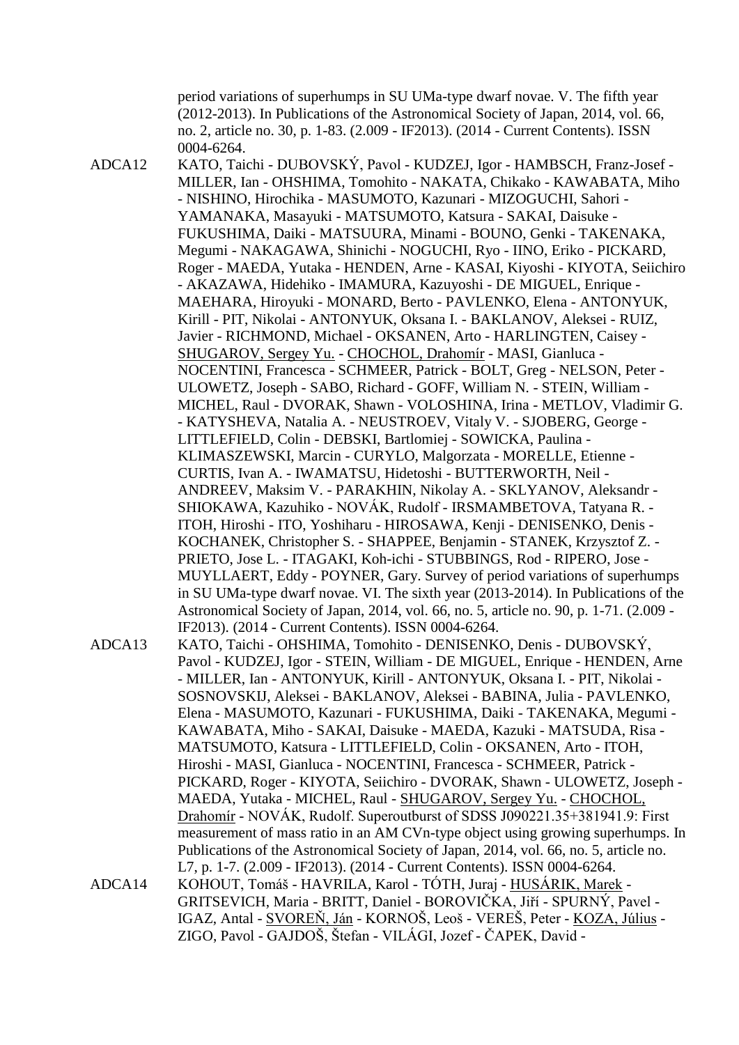period variations of superhumps in SU UMa-type dwarf novae. V. The fifth year (2012-2013). In Publications of the Astronomical Society of Japan, 2014, vol. 66, no. 2, article no. 30, p. 1-83. (2.009 - IF2013). (2014 - Current Contents). ISSN 0004-6264.

ADCA12 KATO, Taichi - DUBOVSKÝ, Pavol - KUDZEJ, Igor - HAMBSCH, Franz-Josef - MILLER, Ian - OHSHIMA, Tomohito - NAKATA, Chikako - KAWABATA, Miho - NISHINO, Hirochika - MASUMOTO, Kazunari - MIZOGUCHI, Sahori - YAMANAKA, Masayuki - MATSUMOTO, Katsura - SAKAI, Daisuke - FUKUSHIMA, Daiki - MATSUURA, Minami - BOUNO, Genki - TAKENAKA, Megumi - NAKAGAWA, Shinichi - NOGUCHI, Ryo - IINO, Eriko - PICKARD, Roger - MAEDA, Yutaka - HENDEN, Arne - KASAI, Kiyoshi - KIYOTA, Seiichiro - AKAZAWA, Hidehiko - IMAMURA, Kazuyoshi - DE MIGUEL, Enrique - MAEHARA, Hiroyuki - MONARD, Berto - PAVLENKO, Elena - ANTONYUK, Kirill - PIT, Nikolai - ANTONYUK, Oksana I. - BAKLANOV, Aleksei - RUIZ, Javier - RICHMOND, Michael - OKSANEN, Arto - HARLINGTEN, Caisey - SHUGAROV, Sergey Yu. - CHOCHOL, Drahomír - MASI, Gianluca - NOCENTINI, Francesca - SCHMEER, Patrick - BOLT, Greg - NELSON, Peter - ULOWETZ, Joseph - SABO, Richard - GOFF, William N. - STEIN, William - MICHEL, Raul - DVORAK, Shawn - VOLOSHINA, Irina - METLOV, Vladimir G. - KATYSHEVA, Natalia A. - NEUSTROEV, Vitaly V. - SJOBERG, George - LITTLEFIELD, Colin - DEBSKI, Bartlomiej - SOWICKA, Paulina - KLIMASZEWSKI, Marcin - CURYLO, Malgorzata - MORELLE, Etienne - CURTIS, Ivan A. - IWAMATSU, Hidetoshi - BUTTERWORTH, Neil - ANDREEV, Maksim V. - PARAKHIN, Nikolay A. - SKLYANOV, Aleksandr - SHIOKAWA, Kazuhiko - NOVÁK, Rudolf - IRSMAMBETOVA, Tatyana R. - ITOH, Hiroshi - ITO, Yoshiharu - HIROSAWA, Kenji - DENISENKO, Denis - KOCHANEK, Christopher S. - SHAPPEE, Benjamin - STANEK, Krzysztof Z. - PRIETO, Jose L. - ITAGAKI, Koh-ichi - STUBBINGS, Rod - RIPERO, Jose - MUYLLAERT, Eddy - POYNER, Gary. Survey of period variations of superhumps in SU UMa-type dwarf novae. VI. The sixth year (2013-2014). In Publications of the Astronomical Society of Japan, 2014, vol. 66, no. 5, article no. 90, p. 1-71. (2.009 - IF2013). (2014 - Current Contents). ISSN 0004-6264.

ADCA13 KATO, Taichi - OHSHIMA, Tomohito - DENISENKO, Denis - DUBOVSKÝ, Pavol - KUDZEJ, Igor - STEIN, William - DE MIGUEL, Enrique - HENDEN, Arne - MILLER, Ian - ANTONYUK, Kirill - ANTONYUK, Oksana I. - PIT, Nikolai - SOSNOVSKIJ, Aleksei - BAKLANOV, Aleksei - BABINA, Julia - PAVLENKO, Elena - MASUMOTO, Kazunari - FUKUSHIMA, Daiki - TAKENAKA, Megumi - KAWABATA, Miho - SAKAI, Daisuke - MAEDA, Kazuki - MATSUDA, Risa - MATSUMOTO, Katsura - LITTLEFIELD, Colin - OKSANEN, Arto - ITOH, Hiroshi - MASI, Gianluca - NOCENTINI, Francesca - SCHMEER, Patrick - PICKARD, Roger - KIYOTA, Seiichiro - DVORAK, Shawn - ULOWETZ, Joseph - MAEDA, Yutaka - MICHEL, Raul - SHUGAROV, Sergey Yu. - CHOCHOL, Drahomír - NOVÁK, Rudolf. Superoutburst of SDSS J090221.35+381941.9: First measurement of mass ratio in an AM CVn-type object using growing superhumps. In Publications of the Astronomical Society of Japan, 2014, vol. 66, no. 5, article no. L7, p. 1-7. (2.009 - IF2013). (2014 - Current Contents). ISSN 0004-6264.

ADCA14 KOHOUT, Tomáš - HAVRILA, Karol - TÓTH, Juraj - HUSÁRIK, Marek - GRITSEVICH, Maria - BRITT, Daniel - BOROVIČKA, Jiří - SPURNÝ, Pavel - IGAZ, Antal - SVOREŇ, Ján - KORNOŠ, Leoš - VEREŠ, Peter - KOZA, Július - ZIGO, Pavol - GAJDOŠ, Štefan - VILÁGI, Jozef - ČAPEK, David -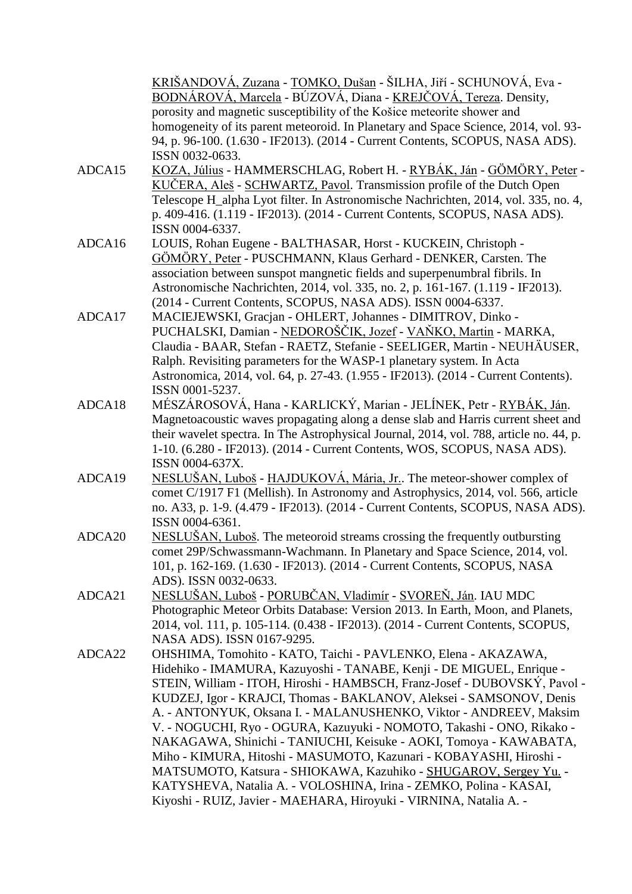KRIŠANDOVÁ, Zuzana - TOMKO, Dušan - ŠILHA, Jiří - SCHUNOVÁ, Eva - BODNÁROVÁ, Marcela - BÚZOVÁ, Diana - KREJČOVÁ, Tereza. Density, porosity and magnetic susceptibility of the Košice meteorite shower and homogeneity of its parent meteoroid. In Planetary and Space Science, 2014, vol. 93-94, p. 96-100. (1.630 - IF2013). (2014 - Current Contents, SCOPUS, NASA ADS). ISSN 0032-0633.

ADCA15 KOZA, Július - HAMMERSCHLAG, Robert H. - RYBÁK, Ján - GÖMÖRY, Peter - KUČERA, Aleš - SCHWARTZ, Pavol. Transmission profile of the Dutch Open Telescope H_alpha Lyot filter. In Astronomische Nachrichten, 2014, vol. 335, no. 4, p. 409-416. (1.119 - IF2013). (2014 - Current Contents, SCOPUS, NASA ADS). ISSN 0004-6337.

ADCA16 LOUIS, Rohan Eugene - BALTHASAR, Horst - KUCKEIN, Christoph - GÖMÖRY, Peter - PUSCHMANN, Klaus Gerhard - DENKER, Carsten. The association between sunspot mangnetic fields and superpenumbral fibrils. In Astronomische Nachrichten, 2014, vol. 335, no. 2, p. 161-167. (1.119 - IF2013). (2014 - Current Contents, SCOPUS, NASA ADS). ISSN 0004-6337.

ADCA17 MACIEJEWSKI, Gracjan - OHLERT, Johannes - DIMITROV, Dinko - PUCHALSKI, Damian - NEDOROŠČIK, Jozef - VAŇKO, Martin - MARKA, Claudia - BAAR, Stefan - RAETZ, Stefanie - SEELIGER, Martin - NEUHÄUSER, Ralph. Revisiting parameters for the WASP-1 planetary system. In Acta Astronomica, 2014, vol. 64, p. 27-43. (1.955 - IF2013). (2014 - Current Contents). ISSN 0001-5237.

ADCA18 MÉSZÁROSOVÁ, Hana - KARLICKÝ, Marian - JELÍNEK, Petr - RYBÁK, Ján. Magnetoacoustic waves propagating along a dense slab and Harris current sheet and their wavelet spectra. In The Astrophysical Journal, 2014, vol. 788, article no. 44, p. 1-10. (6.280 - IF2013). (2014 - Current Contents, WOS, SCOPUS, NASA ADS). ISSN 0004-637X.

ADCA19 NESLUŠAN, Luboš - HAJDUKOVÁ, Mária, Jr.. The meteor-shower complex of comet C/1917 F1 (Mellish). In Astronomy and Astrophysics, 2014, vol. 566, article no. A33, p. 1-9. (4.479 - IF2013). (2014 - Current Contents, SCOPUS, NASA ADS). ISSN 0004-6361.

ADCA20 NESLUŠAN, Luboš. The meteoroid streams crossing the frequently outbursting comet 29P/Schwassmann-Wachmann. In Planetary and Space Science, 2014, vol. 101, p. 162-169. (1.630 - IF2013). (2014 - Current Contents, SCOPUS, NASA ADS). ISSN 0032-0633.

ADCA21 NESLUŠAN, Luboš - PORUBČAN, Vladimír - SVOREŇ, Ján. IAU MDC Photographic Meteor Orbits Database: Version 2013. In Earth, Moon, and Planets, 2014, vol. 111, p. 105-114. (0.438 - IF2013). (2014 - Current Contents, SCOPUS, NASA ADS). ISSN 0167-9295.

ADCA22 OHSHIMA, Tomohito - KATO, Taichi - PAVLENKO, Elena - AKAZAWA, Hidehiko - IMAMURA, Kazuyoshi - TANABE, Kenji - DE MIGUEL, Enrique - STEIN, William - ITOH, Hiroshi - HAMBSCH, Franz-Josef - DUBOVSKÝ, Pavol - KUDZEJ, Igor - KRAJCI, Thomas - BAKLANOV, Aleksei - SAMSONOV, Denis A. - ANTONYUK, Oksana I. - MALANUSHENKO, Viktor - ANDREEV, Maksim V. - NOGUCHI, Ryo - OGURA, Kazuyuki - NOMOTO, Takashi - ONO, Rikako - NAKAGAWA, Shinichi - TANIUCHI, Keisuke - AOKI, Tomoya - KAWABATA, Miho - KIMURA, Hitoshi - MASUMOTO, Kazunari - KOBAYASHI, Hiroshi - MATSUMOTO, Katsura - SHIOKAWA, Kazuhiko - SHUGAROV, Sergey Yu. - KATYSHEVA, Natalia A. - VOLOSHINA, Irina - ZEMKO, Polina - KASAI, Kiyoshi - RUIZ, Javier - MAEHARA, Hiroyuki - VIRNINA, Natalia A. -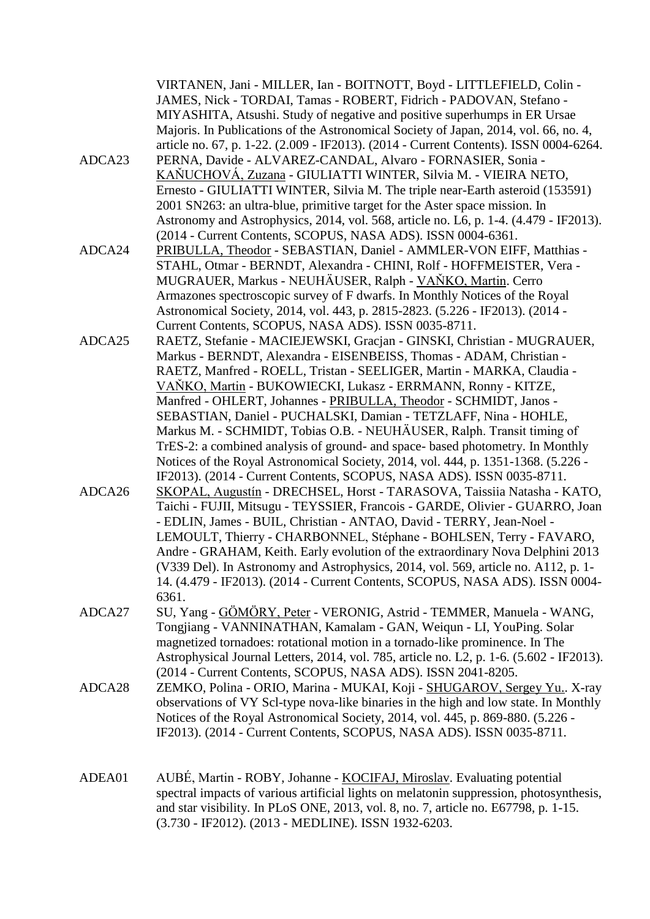VIRTANEN, Jani - MILLER, Ian - BOITNOTT, Boyd - LITTLEFIELD, Colin - JAMES, Nick - TORDAI, Tamas - ROBERT, Fidrich - PADOVAN, Stefano - MIYASHITA, Atsushi. Study of negative and positive superhumps in ER Ursae Majoris. In Publications of the Astronomical Society of Japan, 2014, vol. 66, no. 4, article no. 67, p. 1-22. (2.009 - IF2013). (2014 - Current Contents). ISSN 0004-6264.

ADCA23 PERNA, Davide - ALVAREZ-CANDAL, Alvaro - FORNASIER, Sonia - KAŇUCHOVÁ, Zuzana - GIULIATTI WINTER, Silvia M. - VIEIRA NETO, Ernesto - GIULIATTI WINTER, Silvia M. The triple near-Earth asteroid (153591) 2001 SN263: an ultra-blue, primitive target for the Aster space mission. In Astronomy and Astrophysics, 2014, vol. 568, article no. L6, p. 1-4. (4.479 - IF2013). (2014 - Current Contents, SCOPUS, NASA ADS). ISSN 0004-6361.

ADCA24 PRIBULLA, Theodor - SEBASTIAN, Daniel - AMMLER-VON EIFF, Matthias - STAHL, Otmar - BERNDT, Alexandra - CHINI, Rolf - HOFFMEISTER, Vera - MUGRAUER, Markus - NEUHÄUSER, Ralph - VAŇKO, Martin. Cerro Armazones spectroscopic survey of F dwarfs. In Monthly Notices of the Royal Astronomical Society, 2014, vol. 443, p. 2815-2823. (5.226 - IF2013). (2014 - Current Contents, SCOPUS, NASA ADS). ISSN 0035-8711.

ADCA25 RAETZ, Stefanie - MACIEJEWSKI, Gracjan - GINSKI, Christian - MUGRAUER, Markus - BERNDT, Alexandra - EISENBEISS, Thomas - ADAM, Christian - RAETZ, Manfred - ROELL, Tristan - SEELIGER, Martin - MARKA, Claudia - VAŇKO, Martin - BUKOWIECKI, Lukasz - ERRMANN, Ronny - KITZE, Manfred - OHLERT, Johannes - PRIBULLA, Theodor - SCHMIDT, Janos - SEBASTIAN, Daniel - PUCHALSKI, Damian - TETZLAFF, Nina - HOHLE, Markus M. - SCHMIDT, Tobias O.B. - NEUHÄUSER, Ralph. Transit timing of TrES-2: a combined analysis of ground- and space- based photometry. In Monthly Notices of the Royal Astronomical Society, 2014, vol. 444, p. 1351-1368. (5.226 - IF2013). (2014 - Current Contents, SCOPUS, NASA ADS). ISSN 0035-8711.

ADCA26 SKOPAL, Augustín - DRECHSEL, Horst - TARASOVA, Taissiia Natasha - KATO, Taichi - FUJII, Mitsugu - TEYSSIER, Francois - GARDE, Olivier - GUARRO, Joan - EDLIN, James - BUIL, Christian - ANTAO, David - TERRY, Jean-Noel - LEMOULT, Thierry - CHARBONNEL, Stéphane - BOHLSEN, Terry - FAVARO, Andre - GRAHAM, Keith. Early evolution of the extraordinary Nova Delphini 2013 (V339 Del). In Astronomy and Astrophysics, 2014, vol. 569, article no. A112, p. 1-14. (4.479 - IF2013). (2014 - Current Contents, SCOPUS, NASA ADS). ISSN 0004-6361.

ADCA27 SU, Yang - GÖMÖRY, Peter - VERONIG, Astrid - TEMMER, Manuela - WANG, Tongjiang - VANNINATHAN, Kamalam - GAN, Weiqun - LI, YouPing. Solar magnetized tornadoes: rotational motion in a tornado-like prominence. In The Astrophysical Journal Letters, 2014, vol. 785, article no. L2, p. 1-6. (5.602 - IF2013). (2014 - Current Contents, SCOPUS, NASA ADS). ISSN 2041-8205.

ADCA28 ZEMKO, Polina - ORIO, Marina - MUKAI, Koji - SHUGAROV, Sergey Yu.. X-ray observations of VY Scl-type nova-like binaries in the high and low state. In Monthly Notices of the Royal Astronomical Society, 2014, vol. 445, p. 869-880. (5.226 - IF2013). (2014 - Current Contents, SCOPUS, NASA ADS). ISSN 0035-8711.

ADEA01 AUBÉ, Martin - ROBY, Johanne - KOCIFAJ, Miroslav. Evaluating potential spectral impacts of various artificial lights on melatonin suppression, photosynthesis, and star visibility. In PLoS ONE, 2013, vol. 8, no. 7, article no. E67798, p. 1-15. (3.730 - IF2012). (2013 - MEDLINE). ISSN 1932-6203.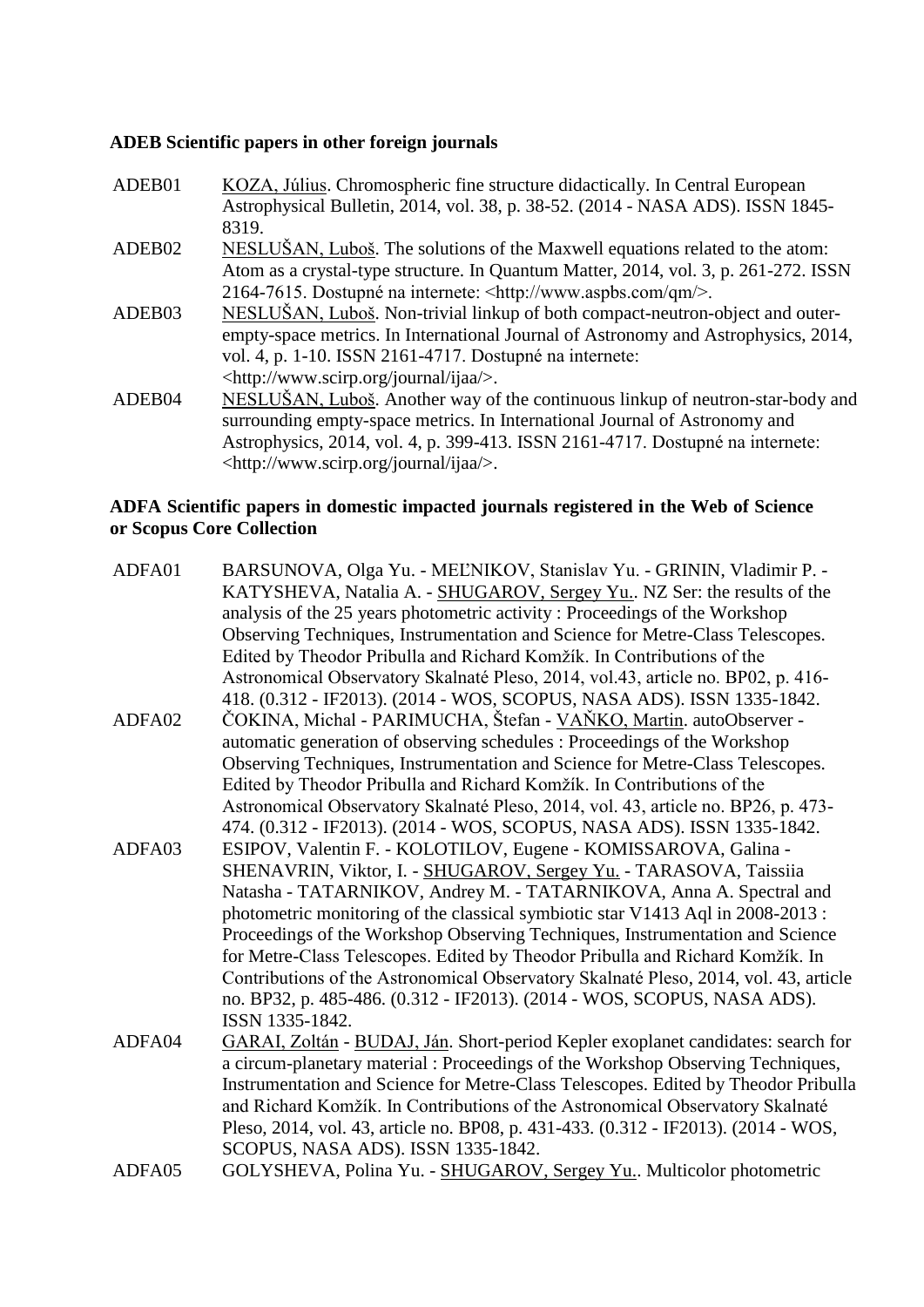**ADEB Scientific papers in other foreign journals**

ADEB01 KOZA, Július. Chromospheric fine structure didactically. In Central European Astrophysical Bulletin, 2014, vol. 38, p. 38-52. (2014 - NASA ADS). ISSN 1845-8319.

ADEB02 NESLUŠAN, Luboš. The solutions of the Maxwell equations related to the atom: Atom as a crystal-type structure. In Quantum Matter, 2014, vol. 3, p. 261-272. ISSN 2164-7615. Dostupné na internete: <http://www.aspbs.com/qm/>.

ADEB03 NESLUŠAN, Luboš. Non-trivial linkup of both compact-neutron-object and outer-empty-space metrics. In International Journal of Astronomy and Astrophysics, 2014, vol. 4, p. 1-10. ISSN 2161-4717. Dostupné na internete: <http://www.scirp.org/journal/ijaa/>.

ADEB04 NESLUŠAN, Luboš. Another way of the continuous linkup of neutron-star-body and surrounding empty-space metrics. In International Journal of Astronomy and Astrophysics, 2014, vol. 4, p. 399-413. ISSN 2161-4717. Dostupné na internete: <http://www.scirp.org/journal/ijaa/>.

**ADFA Scientific papers in domestic impacted journals registered in the Web of Science or Scopus Core Collection**

ADFA01 BARSUNOVA, Olga Yu. - MEĽNIKOV, Stanislav Yu. - GRININ, Vladimir P. - KATYSHEVA, Natalia A. - SHUGAROV, Sergey Yu.. NZ Ser: the results of the analysis of the 25 years photometric activity : Proceedings of the Workshop Observing Techniques, Instrumentation and Science for Metre-Class Telescopes. Edited by Theodor Pribulla and Richard Komžík. In Contributions of the Astronomical Observatory Skalnaté Pleso, 2014, vol.43, article no. BP02, p. 416-418. (0.312 - IF2013). (2014 - WOS, SCOPUS, NASA ADS). ISSN 1335-1842.

ADFA02 ČOKINA, Michal - PARIMUCHA, Štefan - VAŇKO, Martin. autoObserver - automatic generation of observing schedules : Proceedings of the Workshop Observing Techniques, Instrumentation and Science for Metre-Class Telescopes. Edited by Theodor Pribulla and Richard Komžík. In Contributions of the Astronomical Observatory Skalnaté Pleso, 2014, vol. 43, article no. BP26, p. 473-474. (0.312 - IF2013). (2014 - WOS, SCOPUS, NASA ADS). ISSN 1335-1842.

ADFA03 ESIPOV, Valentin F. - KOLOTILOV, Eugene - KOMISSAROVA, Galina - SHENAVRIN, Viktor, I. - SHUGAROV, Sergey Yu. - TARASOVA, Taissiia Natasha - TATARNIKOV, Andrey M. - TATARNIKOVA, Anna A. Spectral and photometric monitoring of the classical symbiotic star V1413 Aql in 2008-2013 : Proceedings of the Workshop Observing Techniques, Instrumentation and Science for Metre-Class Telescopes. Edited by Theodor Pribulla and Richard Komžík. In Contributions of the Astronomical Observatory Skalnaté Pleso, 2014, vol. 43, article no. BP32, p. 485-486. (0.312 - IF2013). (2014 - WOS, SCOPUS, NASA ADS). ISSN 1335-1842.

ADFA04 GARAI, Zoltán - BUDAJ, Ján. Short-period Kepler exoplanet candidates: search for a circum-planetary material : Proceedings of the Workshop Observing Techniques, Instrumentation and Science for Metre-Class Telescopes. Edited by Theodor Pribulla and Richard Komžík. In Contributions of the Astronomical Observatory Skalnaté Pleso, 2014, vol. 43, article no. BP08, p. 431-433. (0.312 - IF2013). (2014 - WOS, SCOPUS, NASA ADS). ISSN 1335-1842.

ADFA05 GOLYSHEVA, Polina Yu. - SHUGAROV, Sergey Yu.. Multicolor photometric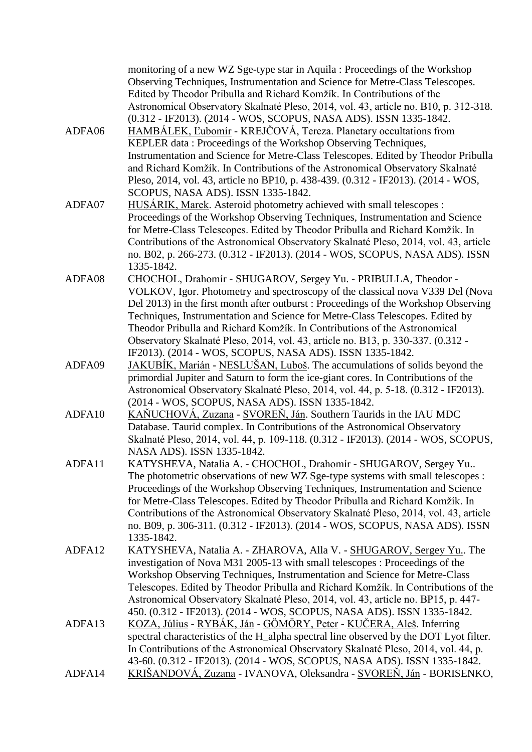monitoring of a new WZ Sge-type star in Aquila : Proceedings of the Workshop Observing Techniques, Instrumentation and Science for Metre-Class Telescopes. Edited by Theodor Pribulla and Richard Komžík. In Contributions of the Astronomical Observatory Skalnaté Pleso, 2014, vol. 43, article no. B10, p. 312-318. (0.312 - IF2013). (2014 - WOS, SCOPUS, NASA ADS). ISSN 1335-1842.

ADFA06 HAMBÁLEK, Ľubomír - KREJČOVÁ, Tereza. Planetary occultations from KEPLER data : Proceedings of the Workshop Observing Techniques, Instrumentation and Science for Metre-Class Telescopes. Edited by Theodor Pribulla and Richard Komžík. In Contributions of the Astronomical Observatory Skalnaté Pleso, 2014, vol. 43, article no BP10, p. 438-439. (0.312 - IF2013). (2014 - WOS, SCOPUS, NASA ADS). ISSN 1335-1842.

ADFA07 HUSÁRIK, Marek. Asteroid photometry achieved with small telescopes : Proceedings of the Workshop Observing Techniques, Instrumentation and Science for Metre-Class Telescopes. Edited by Theodor Pribulla and Richard Komžík. In Contributions of the Astronomical Observatory Skalnaté Pleso, 2014, vol. 43, article no. B02, p. 266-273. (0.312 - IF2013). (2014 - WOS, SCOPUS, NASA ADS). ISSN 1335-1842.

ADFA08 CHOCHOL, Drahomír - SHUGAROV, Sergey Yu. - PRIBULLA, Theodor - VOLKOV, Igor. Photometry and spectroscopy of the classical nova V339 Del (Nova Del 2013) in the first month after outburst : Proceedings of the Workshop Observing Techniques, Instrumentation and Science for Metre-Class Telescopes. Edited by Theodor Pribulla and Richard Komžík. In Contributions of the Astronomical Observatory Skalnaté Pleso, 2014, vol. 43, article no. B13, p. 330-337. (0.312 - IF2013). (2014 - WOS, SCOPUS, NASA ADS). ISSN 1335-1842.

ADFA09 JAKUBÍK, Marián - NESLUŠAN, Luboš. The accumulations of solids beyond the primordial Jupiter and Saturn to form the ice-giant cores. In Contributions of the Astronomical Observatory Skalnaté Pleso, 2014, vol. 44, p. 5-18. (0.312 - IF2013). (2014 - WOS, SCOPUS, NASA ADS). ISSN 1335-1842.

ADFA10 KAŇUCHOVÁ, Zuzana - SVOREŇ, Ján. Southern Taurids in the IAU MDC Database. Taurid complex. In Contributions of the Astronomical Observatory Skalnaté Pleso, 2014, vol. 44, p. 109-118. (0.312 - IF2013). (2014 - WOS, SCOPUS, NASA ADS). ISSN 1335-1842.

ADFA11 KATYSHEVA, Natalia A. - CHOCHOL, Drahomír - SHUGAROV, Sergey Yu.. The photometric observations of new WZ Sge-type systems with small telescopes : Proceedings of the Workshop Observing Techniques, Instrumentation and Science for Metre-Class Telescopes. Edited by Theodor Pribulla and Richard Komžík. In Contributions of the Astronomical Observatory Skalnaté Pleso, 2014, vol. 43, article no. B09, p. 306-311. (0.312 - IF2013). (2014 - WOS, SCOPUS, NASA ADS). ISSN 1335-1842.

ADFA12 KATYSHEVA, Natalia A. - ZHAROVA, Alla V. - SHUGAROV, Sergey Yu.. The investigation of Nova M31 2005-13 with small telescopes : Proceedings of the Workshop Observing Techniques, Instrumentation and Science for Metre-Class Telescopes. Edited by Theodor Pribulla and Richard Komžík. In Contributions of the Astronomical Observatory Skalnaté Pleso, 2014, vol. 43, article no. BP15, p. 447-450. (0.312 - IF2013). (2014 - WOS, SCOPUS, NASA ADS). ISSN 1335-1842.

ADFA13 KOZA, Július - RYBÁK, Ján - GÖMÖRY, Peter - KUČERA, Aleš. Inferring spectral characteristics of the H_alpha spectral line observed by the DOT Lyot filter. In Contributions of the Astronomical Observatory Skalnaté Pleso, 2014, vol. 44, p. 43-60. (0.312 - IF2013). (2014 - WOS, SCOPUS, NASA ADS). ISSN 1335-1842.

ADFA14 KRIŠANDOVÁ, Zuzana - IVANOVA, Oleksandra - SVOREŇ, Ján - BORISENKO,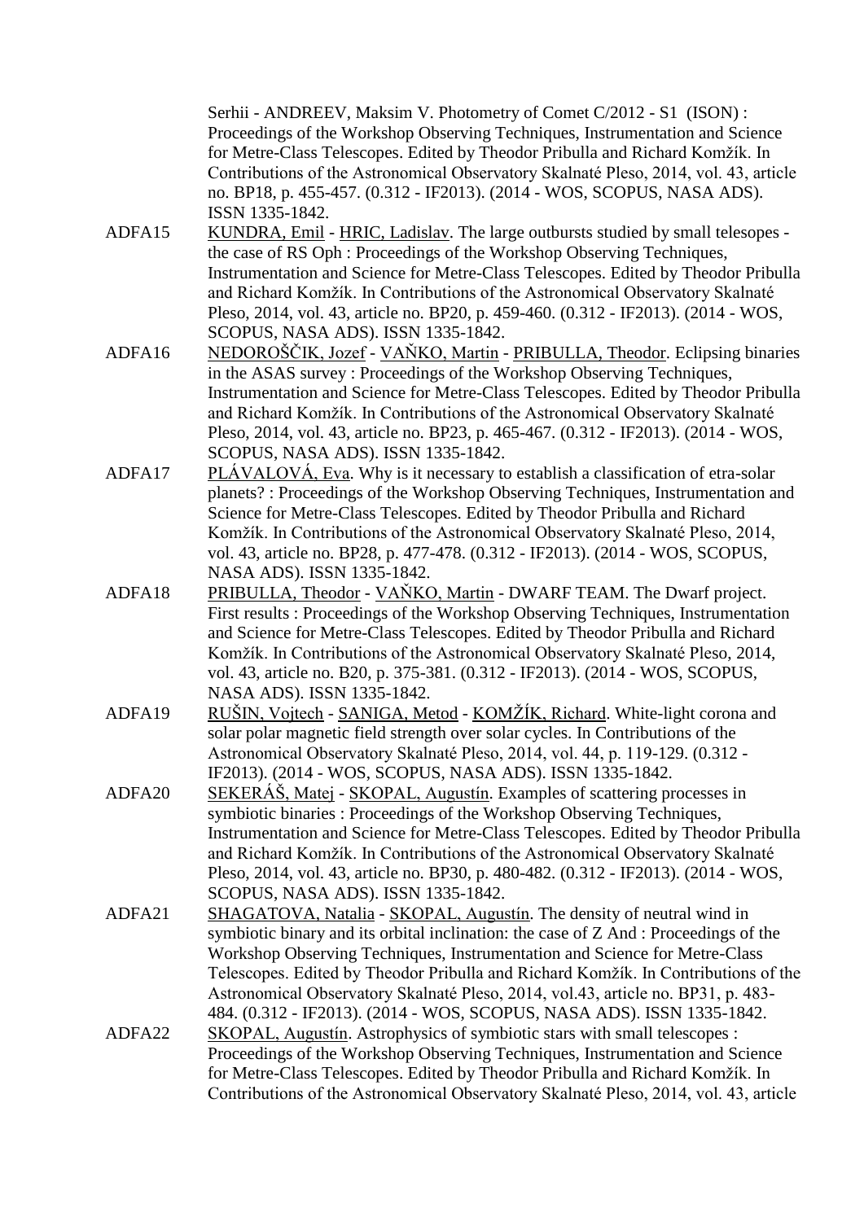Serhii - ANDREEV, Maksim V. Photometry of Comet C/2012 - S1 (ISON) : Proceedings of the Workshop Observing Techniques, Instrumentation and Science for Metre-Class Telescopes. Edited by Theodor Pribulla and Richard Komžík. In Contributions of the Astronomical Observatory Skalnaté Pleso, 2014, vol. 43, article no. BP18, p. 455-457. (0.312 - IF2013). (2014 - WOS, SCOPUS, NASA ADS). ISSN 1335-1842.

ADFA15 KUNDRA, Emil - HRIC, Ladislav. The large outbursts studied by small telesopes - the case of RS Oph : Proceedings of the Workshop Observing Techniques, Instrumentation and Science for Metre-Class Telescopes. Edited by Theodor Pribulla and Richard Komžík. In Contributions of the Astronomical Observatory Skalnaté Pleso, 2014, vol. 43, article no. BP20, p. 459-460. (0.312 - IF2013). (2014 - WOS, SCOPUS, NASA ADS). ISSN 1335-1842.

ADFA16 NEDOROŠČIK, Jozef - VAŇKO, Martin - PRIBULLA, Theodor. Eclipsing binaries in the ASAS survey : Proceedings of the Workshop Observing Techniques, Instrumentation and Science for Metre-Class Telescopes. Edited by Theodor Pribulla and Richard Komžík. In Contributions of the Astronomical Observatory Skalnaté Pleso, 2014, vol. 43, article no. BP23, p. 465-467. (0.312 - IF2013). (2014 - WOS, SCOPUS, NASA ADS). ISSN 1335-1842.

ADFA17 PLÁVALOVÁ, Eva. Why is it necessary to establish a classification of etra-solar planets? : Proceedings of the Workshop Observing Techniques, Instrumentation and Science for Metre-Class Telescopes. Edited by Theodor Pribulla and Richard Komžík. In Contributions of the Astronomical Observatory Skalnaté Pleso, 2014, vol. 43, article no. BP28, p. 477-478. (0.312 - IF2013). (2014 - WOS, SCOPUS, NASA ADS). ISSN 1335-1842.

ADFA18 PRIBULLA, Theodor - VAŇKO, Martin - DWARF TEAM. The Dwarf project. First results : Proceedings of the Workshop Observing Techniques, Instrumentation and Science for Metre-Class Telescopes. Edited by Theodor Pribulla and Richard Komžík. In Contributions of the Astronomical Observatory Skalnaté Pleso, 2014, vol. 43, article no. B20, p. 375-381. (0.312 - IF2013). (2014 - WOS, SCOPUS, NASA ADS). ISSN 1335-1842.

ADFA19 RUŠIN, Vojtech - SANIGA, Metod - KOMŽÍK, Richard. White-light corona and solar polar magnetic field strength over solar cycles. In Contributions of the Astronomical Observatory Skalnaté Pleso, 2014, vol. 44, p. 119-129. (0.312 - IF2013). (2014 - WOS, SCOPUS, NASA ADS). ISSN 1335-1842.

ADFA20 SEKERÁŠ, Matej - SKOPAL, Augustín. Examples of scattering processes in symbiotic binaries : Proceedings of the Workshop Observing Techniques, Instrumentation and Science for Metre-Class Telescopes. Edited by Theodor Pribulla and Richard Komžík. In Contributions of the Astronomical Observatory Skalnaté Pleso, 2014, vol. 43, article no. BP30, p. 480-482. (0.312 - IF2013). (2014 - WOS, SCOPUS, NASA ADS). ISSN 1335-1842.

ADFA21 SHAGATOVA, Natalia - SKOPAL, Augustín. The density of neutral wind in symbiotic binary and its orbital inclination: the case of Z And : Proceedings of the Workshop Observing Techniques, Instrumentation and Science for Metre-Class Telescopes. Edited by Theodor Pribulla and Richard Komžík. In Contributions of the Astronomical Observatory Skalnaté Pleso, 2014, vol.43, article no. BP31, p. 483-484. (0.312 - IF2013). (2014 - WOS, SCOPUS, NASA ADS). ISSN 1335-1842.

ADFA22 SKOPAL, Augustín. Astrophysics of symbiotic stars with small telescopes : Proceedings of the Workshop Observing Techniques, Instrumentation and Science for Metre-Class Telescopes. Edited by Theodor Pribulla and Richard Komžík. In Contributions of the Astronomical Observatory Skalnaté Pleso, 2014, vol. 43, article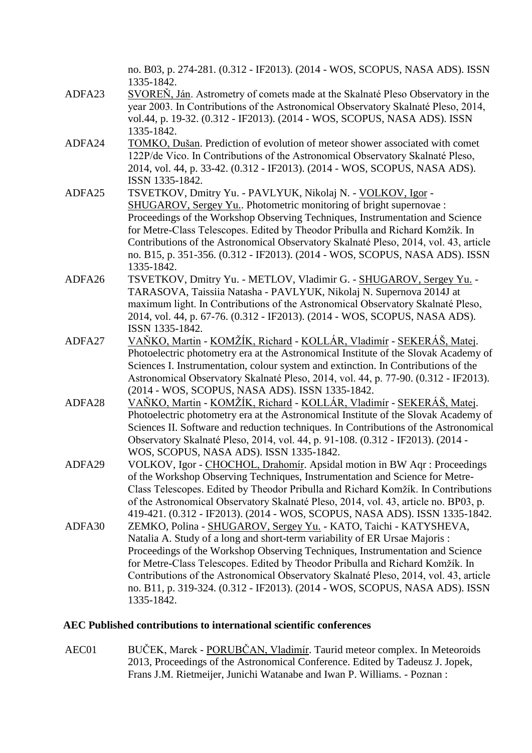no. B03, p. 274-281. (0.312 - IF2013). (2014 - WOS, SCOPUS, NASA ADS). ISSN 1335-1842.

ADFA23 SVOREŇ, Ján. Astrometry of comets made at the Skalnaté Pleso Observatory in the year 2003. In Contributions of the Astronomical Observatory Skalnaté Pleso, 2014, vol.44, p. 19-32. (0.312 - IF2013). (2014 - WOS, SCOPUS, NASA ADS). ISSN 1335-1842.

ADFA24 TOMKO, Dušan. Prediction of evolution of meteor shower associated with comet 122P/de Vico. In Contributions of the Astronomical Observatory Skalnaté Pleso, 2014, vol. 44, p. 33-42. (0.312 - IF2013). (2014 - WOS, SCOPUS, NASA ADS). ISSN 1335-1842.

ADFA25 TSVETKOV, Dmitry Yu. - PAVLYUK, Nikolaj N. - VOLKOV, Igor - SHUGAROV, Sergey Yu.. Photometric monitoring of bright supernovae : Proceedings of the Workshop Observing Techniques, Instrumentation and Science for Metre-Class Telescopes. Edited by Theodor Pribulla and Richard Komžík. In Contributions of the Astronomical Observatory Skalnaté Pleso, 2014, vol. 43, article no. B15, p. 351-356. (0.312 - IF2013). (2014 - WOS, SCOPUS, NASA ADS). ISSN 1335-1842.

ADFA26 TSVETKOV, Dmitry Yu. - METLOV, Vladimir G. - SHUGAROV, Sergey Yu. - TARASOVA, Taissiia Natasha - PAVLYUK, Nikolaj N. Supernova 2014J at maximum light. In Contributions of the Astronomical Observatory Skalnaté Pleso, 2014, vol. 44, p. 67-76. (0.312 - IF2013). (2014 - WOS, SCOPUS, NASA ADS). ISSN 1335-1842.

ADFA27 VAŇKO, Martin - KOMŽÍK, Richard - KOLLÁR, Vladimír - SEKERÁŠ, Matej. Photoelectric photometry era at the Astronomical Institute of the Slovak Academy of Sciences I. Instrumentation, colour system and extinction. In Contributions of the Astronomical Observatory Skalnaté Pleso, 2014, vol. 44, p. 77-90. (0.312 - IF2013). (2014 - WOS, SCOPUS, NASA ADS). ISSN 1335-1842.

ADFA28 VAŇKO, Martin - KOMŽÍK, Richard - KOLLÁR, Vladimír - SEKERÁŠ, Matej. Photoelectric photometry era at the Astronomical Institute of the Slovak Academy of Sciences II. Software and reduction techniques. In Contributions of the Astronomical Observatory Skalnaté Pleso, 2014, vol. 44, p. 91-108. (0.312 - IF2013). (2014 - WOS, SCOPUS, NASA ADS). ISSN 1335-1842.

ADFA29 VOLKOV, Igor - CHOCHOL, Drahomír. Apsidal motion in BW Aqr : Proceedings of the Workshop Observing Techniques, Instrumentation and Science for Metre-Class Telescopes. Edited by Theodor Pribulla and Richard Komžík. In Contributions of the Astronomical Observatory Skalnaté Pleso, 2014, vol. 43, article no. BP03, p. 419-421. (0.312 - IF2013). (2014 - WOS, SCOPUS, NASA ADS). ISSN 1335-1842.

ADFA30 ZEMKO, Polina - SHUGAROV, Sergey Yu. - KATO, Taichi - KATYSHEVA, Natalia A. Study of a long and short-term variability of ER Ursae Majoris : Proceedings of the Workshop Observing Techniques, Instrumentation and Science for Metre-Class Telescopes. Edited by Theodor Pribulla and Richard Komžík. In Contributions of the Astronomical Observatory Skalnaté Pleso, 2014, vol. 43, article no. B11, p. 319-324. (0.312 - IF2013). (2014 - WOS, SCOPUS, NASA ADS). ISSN 1335-1842.

**AEC Published contributions to international scientific conferences**

AEC01 BUČEK, Marek - PORUBČAN, Vladimír. Taurid meteor complex. In Meteoroids 2013, Proceedings of the Astronomical Conference. Edited by Tadeusz J. Jopek, Frans J.M. Rietmeijer, Junichi Watanabe and Iwan P. Williams. - Poznan :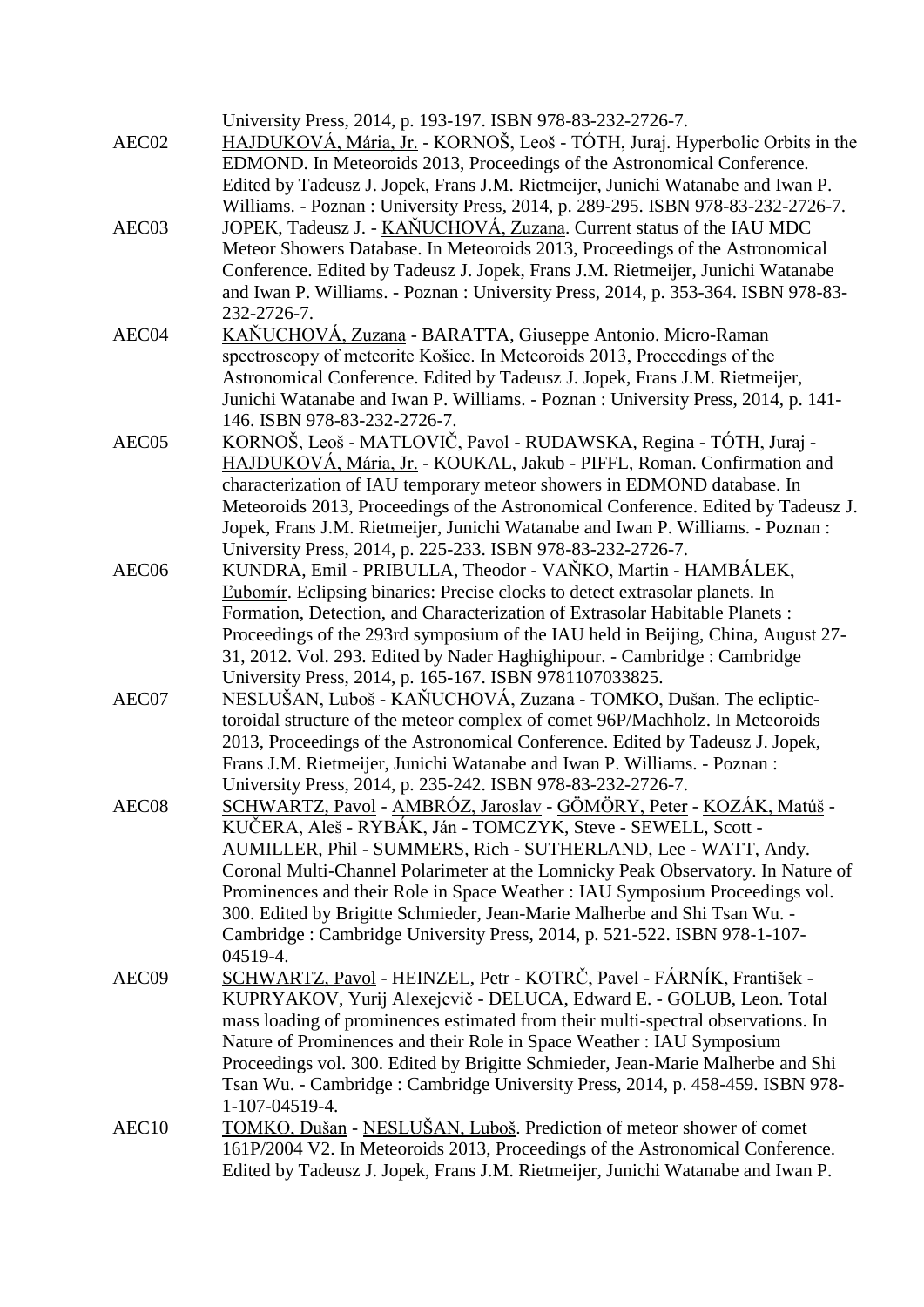University Press, 2014, p. 193-197. ISBN 978-83-232-2726-7.

AEC02 HAJDUKOVÁ, Mária, Jr. - KORNOŠ, Leoš - TÓTH, Juraj. Hyperbolic Orbits in the EDMOND. In Meteoroids 2013, Proceedings of the Astronomical Conference. Edited by Tadeusz J. Jopek, Frans J.M. Rietmeijer, Junichi Watanabe and Iwan P. Williams. - Poznan : University Press, 2014, p. 289-295. ISBN 978-83-232-2726-7.

AEC03 JOPEK, Tadeusz J. - KAŇUCHOVÁ, Zuzana. Current status of the IAU MDC Meteor Showers Database. In Meteoroids 2013, Proceedings of the Astronomical Conference. Edited by Tadeusz J. Jopek, Frans J.M. Rietmeijer, Junichi Watanabe and Iwan P. Williams. - Poznan : University Press, 2014, p. 353-364. ISBN 978-83-232-2726-7.

AEC04 KAŇUCHOVÁ, Zuzana - BARATTA, Giuseppe Antonio. Micro-Raman spectroscopy of meteorite Košice. In Meteoroids 2013, Proceedings of the Astronomical Conference. Edited by Tadeusz J. Jopek, Frans J.M. Rietmeijer, Junichi Watanabe and Iwan P. Williams. - Poznan : University Press, 2014, p. 141-146. ISBN 978-83-232-2726-7.

AEC05 KORNOŠ, Leoš - MATLOVIČ, Pavol - RUDAWSKA, Regina - TÓTH, Juraj - HAJDUKOVÁ, Mária, Jr. - KOUKAL, Jakub - PIFFL, Roman. Confirmation and characterization of IAU temporary meteor showers in EDMOND database. In Meteoroids 2013, Proceedings of the Astronomical Conference. Edited by Tadeusz J. Jopek, Frans J.M. Rietmeijer, Junichi Watanabe and Iwan P. Williams. - Poznan : University Press, 2014, p. 225-233. ISBN 978-83-232-2726-7.

AEC06 KUNDRA, Emil - PRIBULLA, Theodor - VAŇKO, Martin - HAMBÁLEK, Ľubomír. Eclipsing binaries: Precise clocks to detect extrasolar planets. In Formation, Detection, and Characterization of Extrasolar Habitable Planets : Proceedings of the 293rd symposium of the IAU held in Beijing, China, August 27-31, 2012. Vol. 293. Edited by Nader Haghighipour. - Cambridge : Cambridge University Press, 2014, p. 165-167. ISBN 9781107033825.

AEC07 NESLUŠAN, Luboš - KAŇUCHOVÁ, Zuzana - TOMKO, Dušan. The ecliptic-toroidal structure of the meteor complex of comet 96P/Machholz. In Meteoroids 2013, Proceedings of the Astronomical Conference. Edited by Tadeusz J. Jopek, Frans J.M. Rietmeijer, Junichi Watanabe and Iwan P. Williams. - Poznan : University Press, 2014, p. 235-242. ISBN 978-83-232-2726-7.

AEC08 SCHWARTZ, Pavol - AMBRÓZ, Jaroslav - GÖMÖRY, Peter - KOZÁK, Matúš - KUČERA, Aleš - RYBÁK, Ján - TOMCZYK, Steve - SEWELL, Scott - AUMILLER, Phil - SUMMERS, Rich - SUTHERLAND, Lee - WATT, Andy. Coronal Multi-Channel Polarimeter at the Lomnicky Peak Observatory. In Nature of Prominences and their Role in Space Weather : IAU Symposium Proceedings vol. 300. Edited by Brigitte Schmieder, Jean-Marie Malherbe and Shi Tsan Wu. - Cambridge : Cambridge University Press, 2014, p. 521-522. ISBN 978-1-107-04519-4.

AEC09 SCHWARTZ, Pavol - HEINZEL, Petr - KOTRČ, Pavel - FÁRNÍK, František - KUPRYAKOV, Yurij Alexejevič - DELUCA, Edward E. - GOLUB, Leon. Total mass loading of prominences estimated from their multi-spectral observations. In Nature of Prominences and their Role in Space Weather : IAU Symposium Proceedings vol. 300. Edited by Brigitte Schmieder, Jean-Marie Malherbe and Shi Tsan Wu. - Cambridge : Cambridge University Press, 2014, p. 458-459. ISBN 978-1-107-04519-4.

AEC10 TOMKO, Dušan - NESLUŠAN, Luboš. Prediction of meteor shower of comet 161P/2004 V2. In Meteoroids 2013, Proceedings of the Astronomical Conference. Edited by Tadeusz J. Jopek, Frans J.M. Rietmeijer, Junichi Watanabe and Iwan P.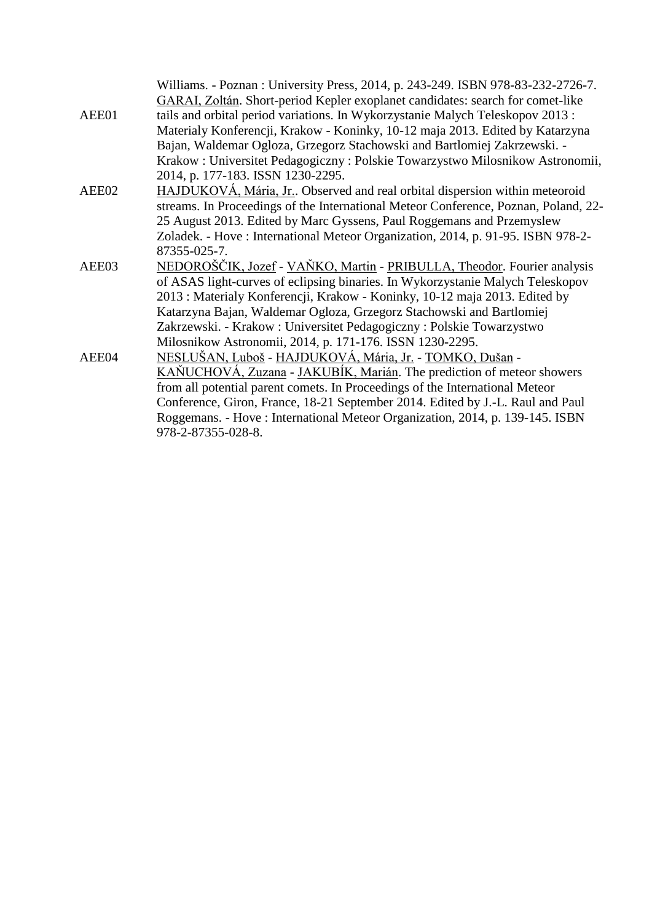Williams. - Poznan : University Press, 2014, p. 243-249. ISBN 978-83-232-2726-7.

AEE01 GARAI, Zoltán. Short-period Kepler exoplanet candidates: search for comet-like tails and orbital period variations. In Wykorzystanie Malych Teleskopov 2013 : Materialy Konferencji, Krakow - Koninky, 10-12 maja 2013. Edited by Katarzyna Bajan, Waldemar Ogloza, Grzegorz Stachowski and Bartlomiej Zakrzewski. - Krakow : Universitet Pedagogiczny : Polskie Towarzystwo Milosnikow Astronomii, 2014, p. 177-183. ISSN 1230-2295.

AEE02 HAJDUKOVÁ, Mária, Jr.. Observed and real orbital dispersion within meteoroid streams. In Proceedings of the International Meteor Conference, Poznan, Poland, 22-25 August 2013. Edited by Marc Gyssens, Paul Roggemans and Przemyslew Zoladek. - Hove : International Meteor Organization, 2014, p. 91-95. ISBN 978-2-87355-025-7.

AEE03 NEDOROŠČIK, Jozef - VAŇKO, Martin - PRIBULLA, Theodor. Fourier analysis of ASAS light-curves of eclipsing binaries. In Wykorzystanie Malych Teleskopov 2013 : Materialy Konferencji, Krakow - Koninky, 10-12 maja 2013. Edited by Katarzyna Bajan, Waldemar Ogloza, Grzegorz Stachowski and Bartlomiej Zakrzewski. - Krakow : Universitet Pedagogiczny : Polskie Towarzystwo Milosnikow Astronomii, 2014, p. 171-176. ISSN 1230-2295.

AEE04 NESLUŠAN, Luboš - HAJDUKOVÁ, Mária, Jr. - TOMKO, Dušan - KAŇUCHOVÁ, Zuzana - JAKUBÍK, Marián. The prediction of meteor showers from all potential parent comets. In Proceedings of the International Meteor Conference, Giron, France, 18-21 September 2014. Edited by J.-L. Raul and Paul Roggemans. - Hove : International Meteor Organization, 2014, p. 139-145. ISBN 978-2-87355-028-8.